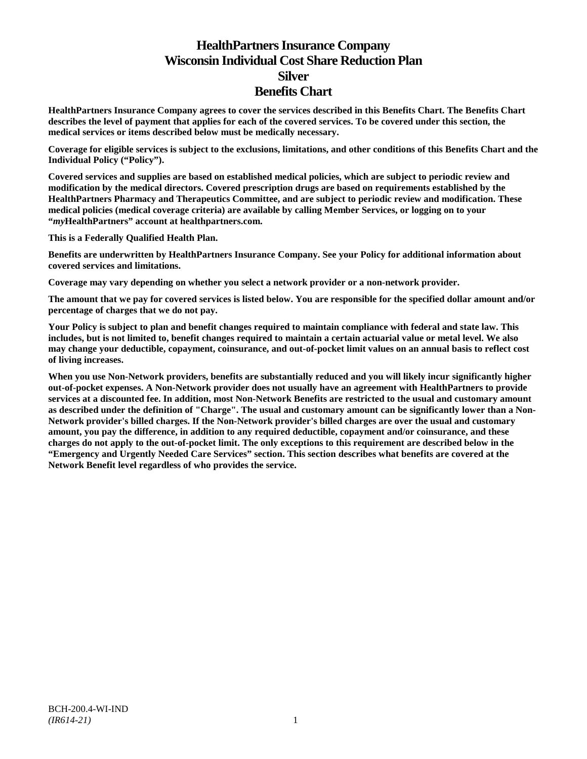# HealthPartners Insurance Company
# Wisconsin Individual Cost Share Reduction Plan
# Silver
# Benefits Chart

**HealthPartners Insurance Company agrees to cover the services described in this Benefits Chart. The Benefits Chart describes the level of payment that applies for each of the covered services. To be covered under this section, the medical services or items described below must be medically necessary.**

**Coverage for eligible services is subject to the exclusions, limitations, and other conditions of this Benefits Chart and the Individual Policy ("Policy").**

**Covered services and supplies are based on established medical policies, which are subject to periodic review and modification by the medical directors. Covered prescription drugs are based on requirements established by the HealthPartners Pharmacy and Therapeutics Committee, and are subject to periodic review and modification. These medical policies (medical coverage criteria) are available by calling Member Services, or logging on to your "*my*HealthPartners" account at healthpartners.com.**

**This is a Federally Qualified Health Plan.**

**Benefits are underwritten by HealthPartners Insurance Company. See your Policy for additional information about covered services and limitations.**

**Coverage may vary depending on whether you select a network provider or a non-network provider.**

**The amount that we pay for covered services is listed below. You are responsible for the specified dollar amount and/or percentage of charges that we do not pay.**

**Your Policy is subject to plan and benefit changes required to maintain compliance with federal and state law. This includes, but is not limited to, benefit changes required to maintain a certain actuarial value or metal level. We also may change your deductible, copayment, coinsurance, and out-of-pocket limit values on an annual basis to reflect cost of living increases.**

**When you use Non-Network providers, benefits are substantially reduced and you will likely incur significantly higher out-of-pocket expenses. A Non-Network provider does not usually have an agreement with HealthPartners to provide services at a discounted fee. In addition, most Non-Network Benefits are restricted to the usual and customary amount as described under the definition of "Charge". The usual and customary amount can be significantly lower than a Non-Network provider's billed charges. If the Non-Network provider's billed charges are over the usual and customary amount, you pay the difference, in addition to any required deductible, copayment and/or coinsurance, and these charges do not apply to the out-of-pocket limit. The only exceptions to this requirement are described below in the "Emergency and Urgently Needed Care Services" section. This section describes what benefits are covered at the Network Benefit level regardless of who provides the service.**

BCH-200.4-WI-IND
*(IR614-21)*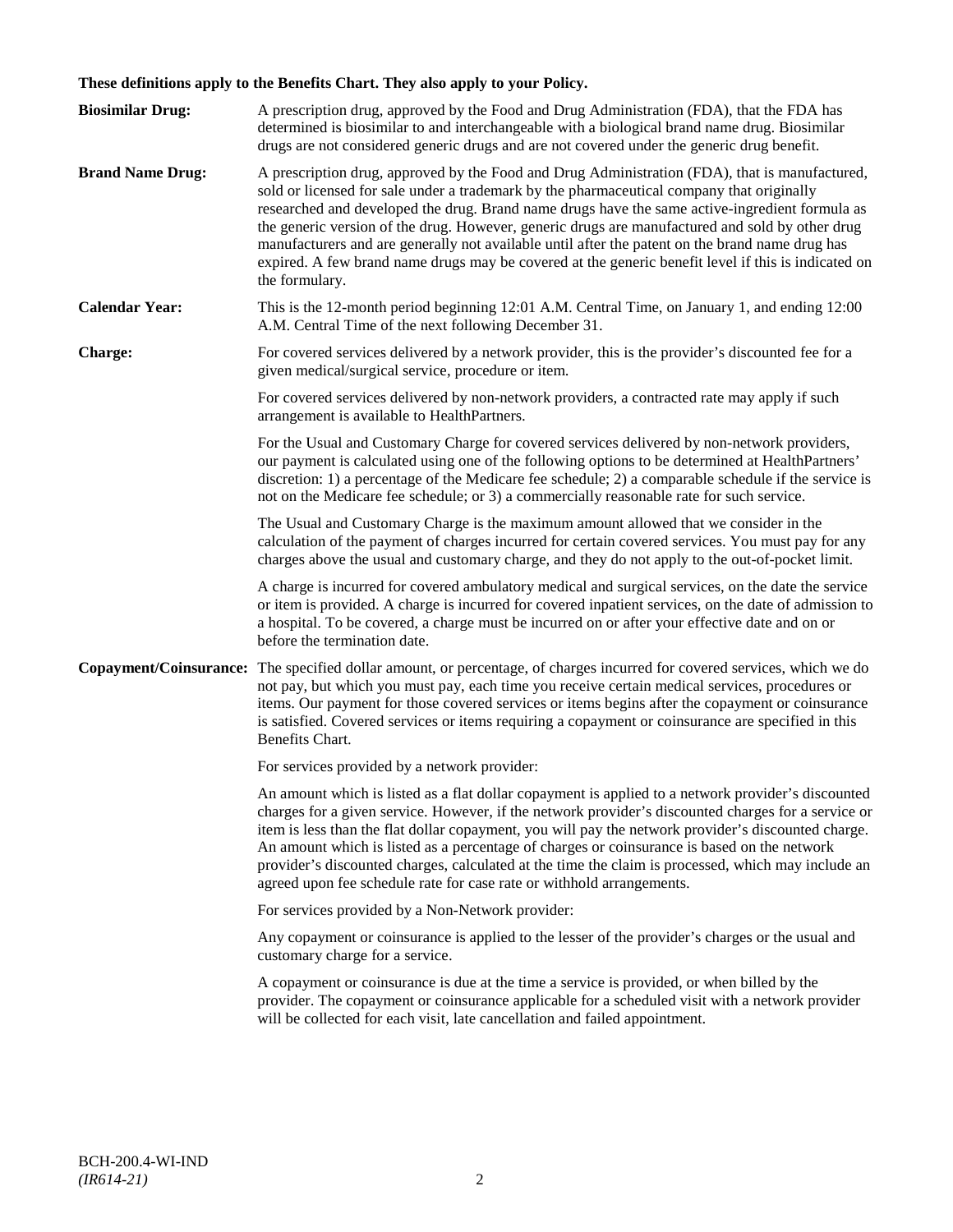**These definitions apply to the Benefits Chart. They also apply to your Policy.**

**Biosimilar Drug:** A prescription drug, approved by the Food and Drug Administration (FDA), that the FDA has determined is biosimilar to and interchangeable with a biological brand name drug. Biosimilar drugs are not considered generic drugs and are not covered under the generic drug benefit.

**Brand Name Drug:** A prescription drug, approved by the Food and Drug Administration (FDA), that is manufactured, sold or licensed for sale under a trademark by the pharmaceutical company that originally researched and developed the drug. Brand name drugs have the same active-ingredient formula as the generic version of the drug. However, generic drugs are manufactured and sold by other drug manufacturers and are generally not available until after the patent on the brand name drug has expired. A few brand name drugs may be covered at the generic benefit level if this is indicated on the formulary.

**Calendar Year:** This is the 12-month period beginning 12:01 A.M. Central Time, on January 1, and ending 12:00 A.M. Central Time of the next following December 31.

**Charge:** For covered services delivered by a network provider, this is the provider's discounted fee for a given medical/surgical service, procedure or item.

For covered services delivered by non-network providers, a contracted rate may apply if such arrangement is available to HealthPartners.

For the Usual and Customary Charge for covered services delivered by non-network providers, our payment is calculated using one of the following options to be determined at HealthPartners' discretion: 1) a percentage of the Medicare fee schedule; 2) a comparable schedule if the service is not on the Medicare fee schedule; or 3) a commercially reasonable rate for such service.

The Usual and Customary Charge is the maximum amount allowed that we consider in the calculation of the payment of charges incurred for certain covered services. You must pay for any charges above the usual and customary charge, and they do not apply to the out-of-pocket limit.

A charge is incurred for covered ambulatory medical and surgical services, on the date the service or item is provided. A charge is incurred for covered inpatient services, on the date of admission to a hospital. To be covered, a charge must be incurred on or after your effective date and on or before the termination date.

**Copayment/Coinsurance:** The specified dollar amount, or percentage, of charges incurred for covered services, which we do not pay, but which you must pay, each time you receive certain medical services, procedures or items. Our payment for those covered services or items begins after the copayment or coinsurance is satisfied. Covered services or items requiring a copayment or coinsurance are specified in this Benefits Chart.

For services provided by a network provider:

An amount which is listed as a flat dollar copayment is applied to a network provider's discounted charges for a given service. However, if the network provider's discounted charges for a service or item is less than the flat dollar copayment, you will pay the network provider's discounted charge. An amount which is listed as a percentage of charges or coinsurance is based on the network provider's discounted charges, calculated at the time the claim is processed, which may include an agreed upon fee schedule rate for case rate or withhold arrangements.

For services provided by a Non-Network provider:

Any copayment or coinsurance is applied to the lesser of the provider's charges or the usual and customary charge for a service.

A copayment or coinsurance is due at the time a service is provided, or when billed by the provider. The copayment or coinsurance applicable for a scheduled visit with a network provider will be collected for each visit, late cancellation and failed appointment.

BCH-200.4-WI-IND
*(IR614-21)*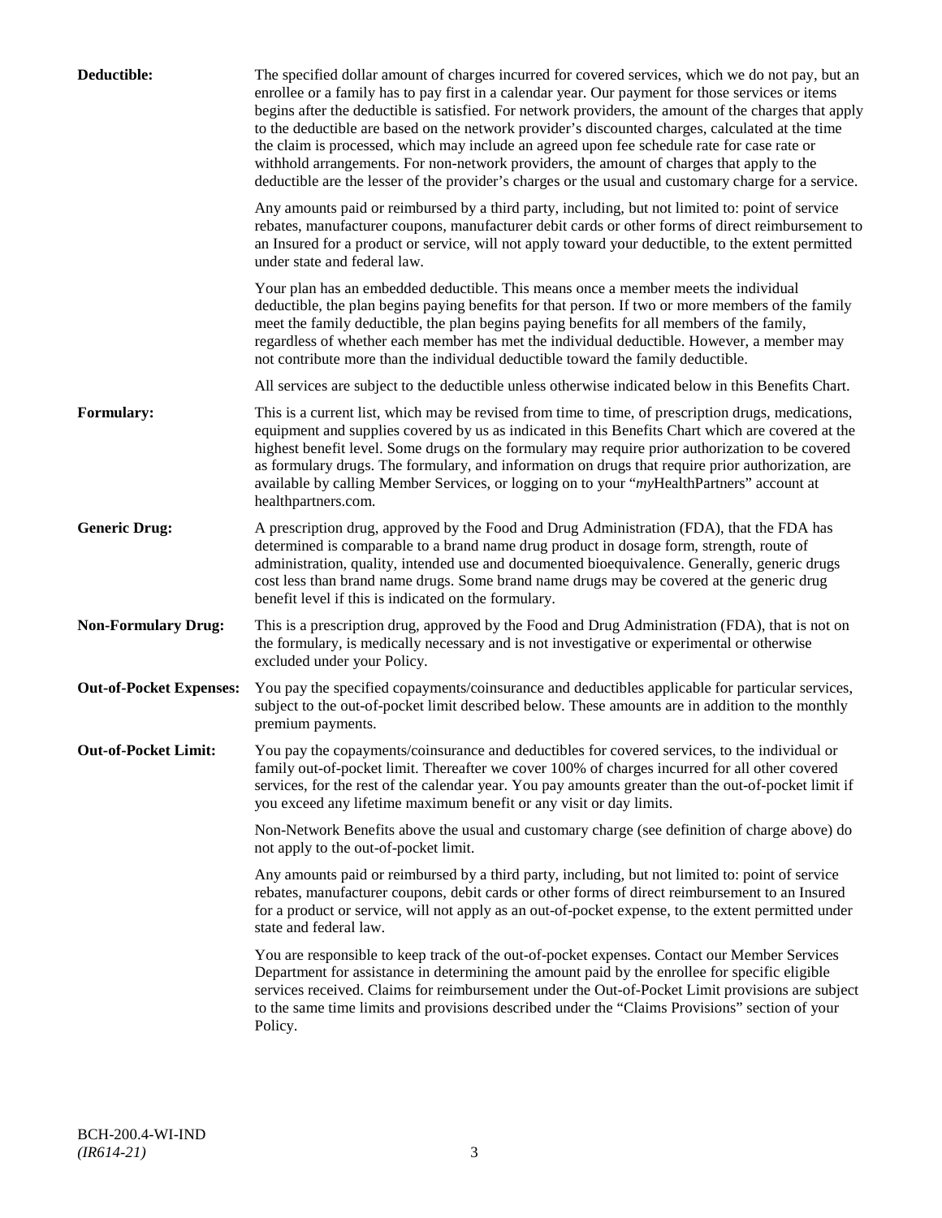**Deductible:** The specified dollar amount of charges incurred for covered services, which we do not pay, but an enrollee or a family has to pay first in a calendar year. Our payment for those services or items begins after the deductible is satisfied. For network providers, the amount of the charges that apply to the deductible are based on the network provider's discounted charges, calculated at the time the claim is processed, which may include an agreed upon fee schedule rate for case rate or withhold arrangements. For non-network providers, the amount of charges that apply to the deductible are the lesser of the provider's charges or the usual and customary charge for a service.

Any amounts paid or reimbursed by a third party, including, but not limited to: point of service rebates, manufacturer coupons, manufacturer debit cards or other forms of direct reimbursement to an Insured for a product or service, will not apply toward your deductible, to the extent permitted under state and federal law.

Your plan has an embedded deductible. This means once a member meets the individual deductible, the plan begins paying benefits for that person. If two or more members of the family meet the family deductible, the plan begins paying benefits for all members of the family, regardless of whether each member has met the individual deductible. However, a member may not contribute more than the individual deductible toward the family deductible.

All services are subject to the deductible unless otherwise indicated below in this Benefits Chart.

**Formulary:** This is a current list, which may be revised from time to time, of prescription drugs, medications, equipment and supplies covered by us as indicated in this Benefits Chart which are covered at the highest benefit level. Some drugs on the formulary may require prior authorization to be covered as formulary drugs. The formulary, and information on drugs that require prior authorization, are available by calling Member Services, or logging on to your "*my*HealthPartners" account at healthpartners.com.

**Generic Drug:** A prescription drug, approved by the Food and Drug Administration (FDA), that the FDA has determined is comparable to a brand name drug product in dosage form, strength, route of administration, quality, intended use and documented bioequivalence. Generally, generic drugs cost less than brand name drugs. Some brand name drugs may be covered at the generic drug benefit level if this is indicated on the formulary.

**Non-Formulary Drug:** This is a prescription drug, approved by the Food and Drug Administration (FDA), that is not on the formulary, is medically necessary and is not investigative or experimental or otherwise excluded under your Policy.

**Out-of-Pocket Expenses:** You pay the specified copayments/coinsurance and deductibles applicable for particular services, subject to the out-of-pocket limit described below. These amounts are in addition to the monthly premium payments.

**Out-of-Pocket Limit:** You pay the copayments/coinsurance and deductibles for covered services, to the individual or family out-of-pocket limit. Thereafter we cover 100% of charges incurred for all other covered services, for the rest of the calendar year. You pay amounts greater than the out-of-pocket limit if you exceed any lifetime maximum benefit or any visit or day limits.

Non-Network Benefits above the usual and customary charge (see definition of charge above) do not apply to the out-of-pocket limit.

Any amounts paid or reimbursed by a third party, including, but not limited to: point of service rebates, manufacturer coupons, debit cards or other forms of direct reimbursement to an Insured for a product or service, will not apply as an out-of-pocket expense, to the extent permitted under state and federal law.

You are responsible to keep track of the out-of-pocket expenses. Contact our Member Services Department for assistance in determining the amount paid by the enrollee for specific eligible services received. Claims for reimbursement under the Out-of-Pocket Limit provisions are subject to the same time limits and provisions described under the "Claims Provisions" section of your Policy.

BCH-200.4-WI-IND
*(IR614-21)*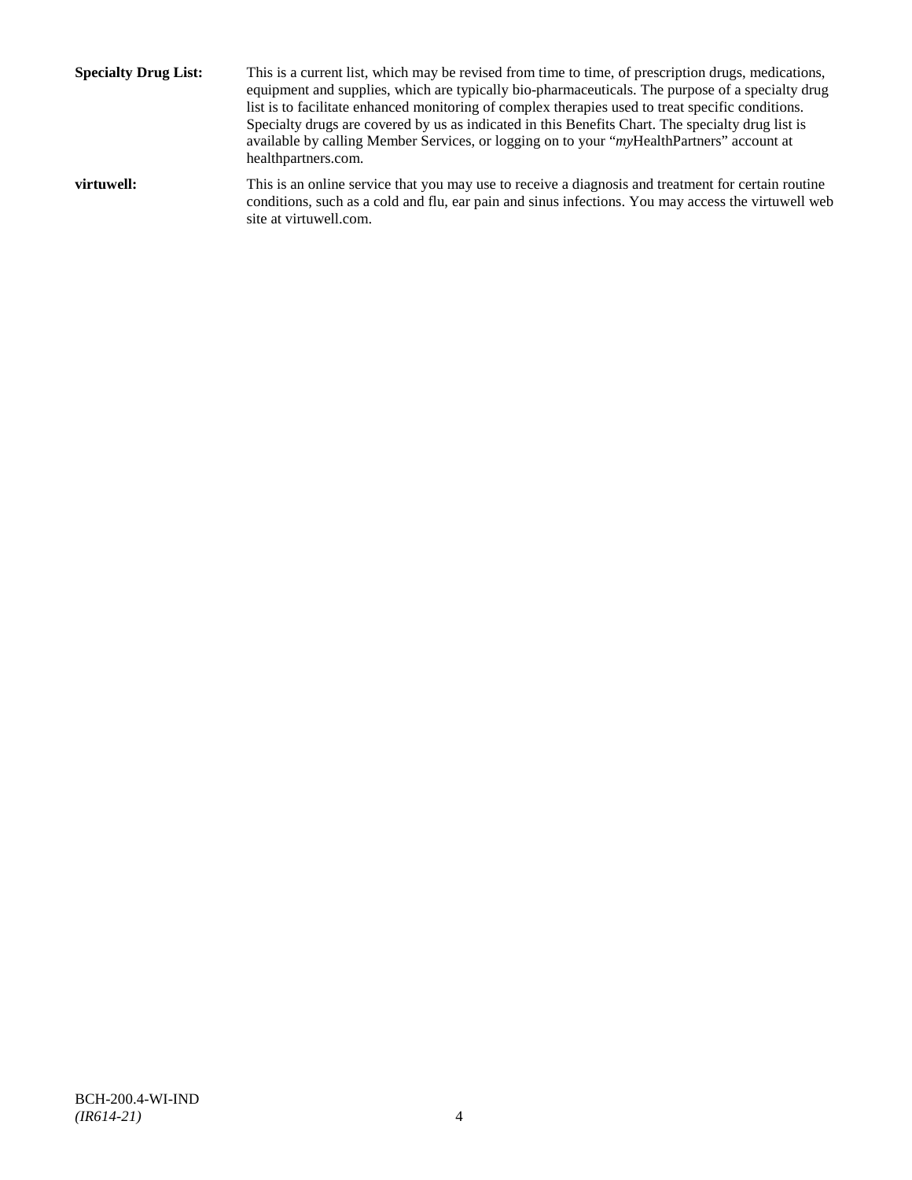**Specialty Drug List:** This is a current list, which may be revised from time to time, of prescription drugs, medications, equipment and supplies, which are typically bio-pharmaceuticals. The purpose of a specialty drug list is to facilitate enhanced monitoring of complex therapies used to treat specific conditions. Specialty drugs are covered by us as indicated in this Benefits Chart. The specialty drug list is available by calling Member Services, or logging on to your "*my*HealthPartners" account at healthpartners.com.

**virtuwell:** This is an online service that you may use to receive a diagnosis and treatment for certain routine conditions, such as a cold and flu, ear pain and sinus infections. You may access the virtuwell web site at virtuwell.com.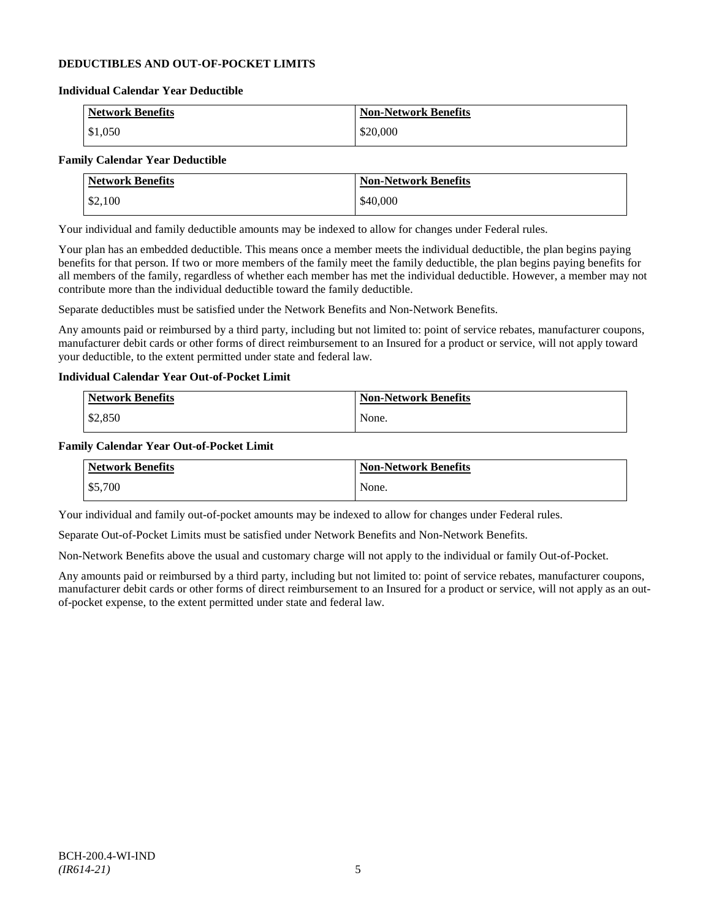## DEDUCTIBLES AND OUT-OF-POCKET LIMITS

### Individual Calendar Year Deductible

| Network Benefits | Non-Network Benefits |
|---|---|
| $1,050 | $20,000 |

### Family Calendar Year Deductible

| Network Benefits | Non-Network Benefits |
|---|---|
| $2,100 | $40,000 |

Your individual and family deductible amounts may be indexed to allow for changes under Federal rules.

Your plan has an embedded deductible. This means once a member meets the individual deductible, the plan begins paying benefits for that person. If two or more members of the family meet the family deductible, the plan begins paying benefits for all members of the family, regardless of whether each member has met the individual deductible. However, a member may not contribute more than the individual deductible toward the family deductible.

Separate deductibles must be satisfied under the Network Benefits and Non-Network Benefits.

Any amounts paid or reimbursed by a third party, including but not limited to: point of service rebates, manufacturer coupons, manufacturer debit cards or other forms of direct reimbursement to an Insured for a product or service, will not apply toward your deductible, to the extent permitted under state and federal law.

### Individual Calendar Year Out-of-Pocket Limit

| Network Benefits | Non-Network Benefits |
|---|---|
| $2,850 | None. |

### Family Calendar Year Out-of-Pocket Limit

| Network Benefits | Non-Network Benefits |
|---|---|
| $5,700 | None. |

Your individual and family out-of-pocket amounts may be indexed to allow for changes under Federal rules.

Separate Out-of-Pocket Limits must be satisfied under Network Benefits and Non-Network Benefits.

Non-Network Benefits above the usual and customary charge will not apply to the individual or family Out-of-Pocket.

Any amounts paid or reimbursed by a third party, including but not limited to: point of service rebates, manufacturer coupons, manufacturer debit cards or other forms of direct reimbursement to an Insured for a product or service, will not apply as an out-of-pocket expense, to the extent permitted under state and federal law.

BCH-200.4-WI-IND
*(IR614-21)*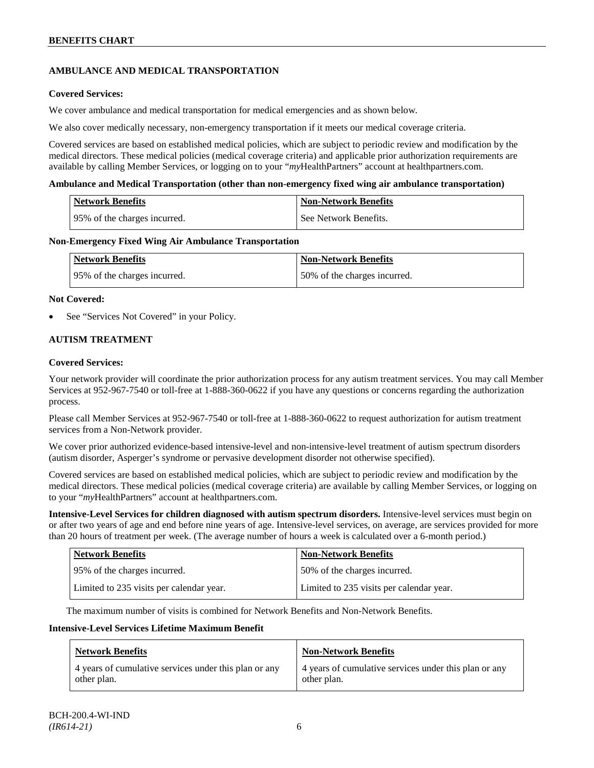## AMBULANCE AND MEDICAL TRANSPORTATION

**Covered Services:**

We cover ambulance and medical transportation for medical emergencies and as shown below.

We also cover medically necessary, non-emergency transportation if it meets our medical coverage criteria.

Covered services are based on established medical policies, which are subject to periodic review and modification by the medical directors. These medical policies (medical coverage criteria) and applicable prior authorization requirements are available by calling Member Services, or logging on to your "*my*HealthPartners" account at healthpartners.com.

**Ambulance and Medical Transportation (other than non-emergency fixed wing air ambulance transportation)**

| Network Benefits | Non-Network Benefits |
|---|---|
| 95% of the charges incurred. | See Network Benefits. |

**Non-Emergency Fixed Wing Air Ambulance Transportation**

| Network Benefits | Non-Network Benefits |
|---|---|
| 95% of the charges incurred. | 50% of the charges incurred. |

**Not Covered:**

- See "Services Not Covered" in your Policy.

## AUTISM TREATMENT

**Covered Services:**

Your network provider will coordinate the prior authorization process for any autism treatment services. You may call Member Services at 952-967-7540 or toll-free at 1-888-360-0622 if you have any questions or concerns regarding the authorization process.

Please call Member Services at 952-967-7540 or toll-free at 1-888-360-0622 to request authorization for autism treatment services from a Non-Network provider.

We cover prior authorized evidence-based intensive-level and non-intensive-level treatment of autism spectrum disorders (autism disorder, Asperger's syndrome or pervasive development disorder not otherwise specified).

Covered services are based on established medical policies, which are subject to periodic review and modification by the medical directors. These medical policies (medical coverage criteria) are available by calling Member Services, or logging on to your "*my*HealthPartners" account at healthpartners.com.

**Intensive-Level Services for children diagnosed with autism spectrum disorders.** Intensive-level services must begin on or after two years of age and end before nine years of age. Intensive-level services, on average, are services provided for more than 20 hours of treatment per week. (The average number of hours a week is calculated over a 6-month period.)

| Network Benefits | Non-Network Benefits |
|---|---|
| 95% of the charges incurred. | 50% of the charges incurred. |
| Limited to 235 visits per calendar year. | Limited to 235 visits per calendar year. |

The maximum number of visits is combined for Network Benefits and Non-Network Benefits.

**Intensive-Level Services Lifetime Maximum Benefit**

| Network Benefits | Non-Network Benefits |
|---|---|
| 4 years of cumulative services under this plan or any other plan. | 4 years of cumulative services under this plan or any other plan. |

BCH-200.4-WI-IND
*(IR614-21)*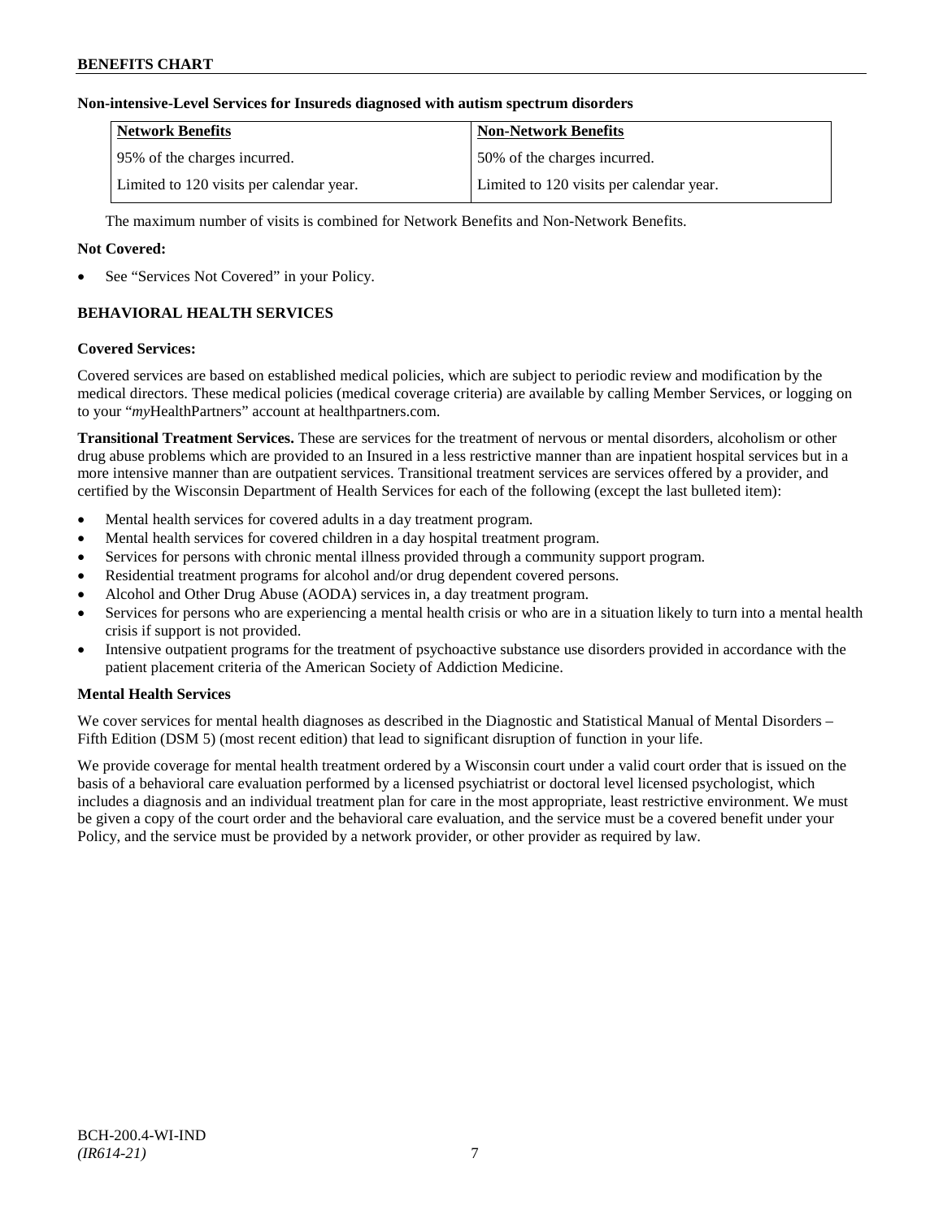**Non-intensive-Level Services for Insureds diagnosed with autism spectrum disorders**

| Network Benefits | Non-Network Benefits |
| --- | --- |
| 95% of the charges incurred. | 50% of the charges incurred. |
| Limited to 120 visits per calendar year. | Limited to 120 visits per calendar year. |

The maximum number of visits is combined for Network Benefits and Non-Network Benefits.

**Not Covered:**

- See "Services Not Covered" in your Policy.

## BEHAVIORAL HEALTH SERVICES

**Covered Services:**

Covered services are based on established medical policies, which are subject to periodic review and modification by the medical directors. These medical policies (medical coverage criteria) are available by calling Member Services, or logging on to your "*my*HealthPartners" account at healthpartners.com.

**Transitional Treatment Services.** These are services for the treatment of nervous or mental disorders, alcoholism or other drug abuse problems which are provided to an Insured in a less restrictive manner than are inpatient hospital services but in a more intensive manner than are outpatient services. Transitional treatment services are services offered by a provider, and certified by the Wisconsin Department of Health Services for each of the following (except the last bulleted item):

- Mental health services for covered adults in a day treatment program.
- Mental health services for covered children in a day hospital treatment program.
- Services for persons with chronic mental illness provided through a community support program.
- Residential treatment programs for alcohol and/or drug dependent covered persons.
- Alcohol and Other Drug Abuse (AODA) services in, a day treatment program.
- Services for persons who are experiencing a mental health crisis or who are in a situation likely to turn into a mental health crisis if support is not provided.
- Intensive outpatient programs for the treatment of psychoactive substance use disorders provided in accordance with the patient placement criteria of the American Society of Addiction Medicine.

**Mental Health Services**

We cover services for mental health diagnoses as described in the Diagnostic and Statistical Manual of Mental Disorders – Fifth Edition (DSM 5) (most recent edition) that lead to significant disruption of function in your life.

We provide coverage for mental health treatment ordered by a Wisconsin court under a valid court order that is issued on the basis of a behavioral care evaluation performed by a licensed psychiatrist or doctoral level licensed psychologist, which includes a diagnosis and an individual treatment plan for care in the most appropriate, least restrictive environment. We must be given a copy of the court order and the behavioral care evaluation, and the service must be a covered benefit under your Policy, and the service must be provided by a network provider, or other provider as required by law.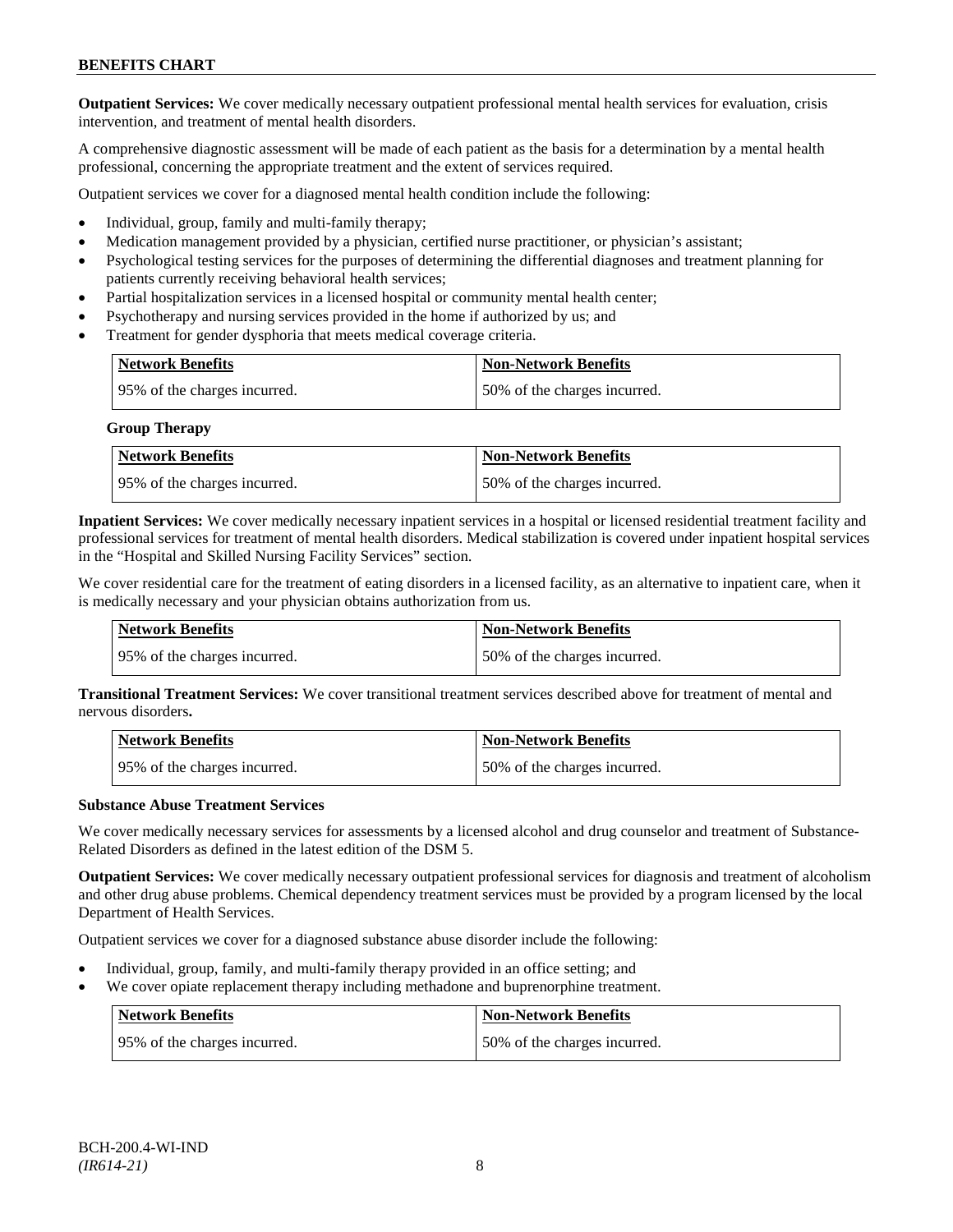**Outpatient Services:** We cover medically necessary outpatient professional mental health services for evaluation, crisis intervention, and treatment of mental health disorders.

A comprehensive diagnostic assessment will be made of each patient as the basis for a determination by a mental health professional, concerning the appropriate treatment and the extent of services required.

Outpatient services we cover for a diagnosed mental health condition include the following:

- Individual, group, family and multi-family therapy;
- Medication management provided by a physician, certified nurse practitioner, or physician's assistant;
- Psychological testing services for the purposes of determining the differential diagnoses and treatment planning for patients currently receiving behavioral health services;
- Partial hospitalization services in a licensed hospital or community mental health center;
- Psychotherapy and nursing services provided in the home if authorized by us; and
- Treatment for gender dysphoria that meets medical coverage criteria.

| Network Benefits | Non-Network Benefits |
|---|---|
| 95% of the charges incurred. | 50% of the charges incurred. |

**Group Therapy**

| Network Benefits | Non-Network Benefits |
|---|---|
| 95% of the charges incurred. | 50% of the charges incurred. |

**Inpatient Services:** We cover medically necessary inpatient services in a hospital or licensed residential treatment facility and professional services for treatment of mental health disorders. Medical stabilization is covered under inpatient hospital services in the "Hospital and Skilled Nursing Facility Services" section.

We cover residential care for the treatment of eating disorders in a licensed facility, as an alternative to inpatient care, when it is medically necessary and your physician obtains authorization from us.

| Network Benefits | Non-Network Benefits |
|---|---|
| 95% of the charges incurred. | 50% of the charges incurred. |

**Transitional Treatment Services:** We cover transitional treatment services described above for treatment of mental and nervous disorders**.**

| Network Benefits | Non-Network Benefits |
|---|---|
| 95% of the charges incurred. | 50% of the charges incurred. |

**Substance Abuse Treatment Services**

We cover medically necessary services for assessments by a licensed alcohol and drug counselor and treatment of Substance-Related Disorders as defined in the latest edition of the DSM 5.

**Outpatient Services:** We cover medically necessary outpatient professional services for diagnosis and treatment of alcoholism and other drug abuse problems. Chemical dependency treatment services must be provided by a program licensed by the local Department of Health Services.

Outpatient services we cover for a diagnosed substance abuse disorder include the following:

- Individual, group, family, and multi-family therapy provided in an office setting; and
- We cover opiate replacement therapy including methadone and buprenorphine treatment.

| Network Benefits | Non-Network Benefits |
|---|---|
| 95% of the charges incurred. | 50% of the charges incurred. |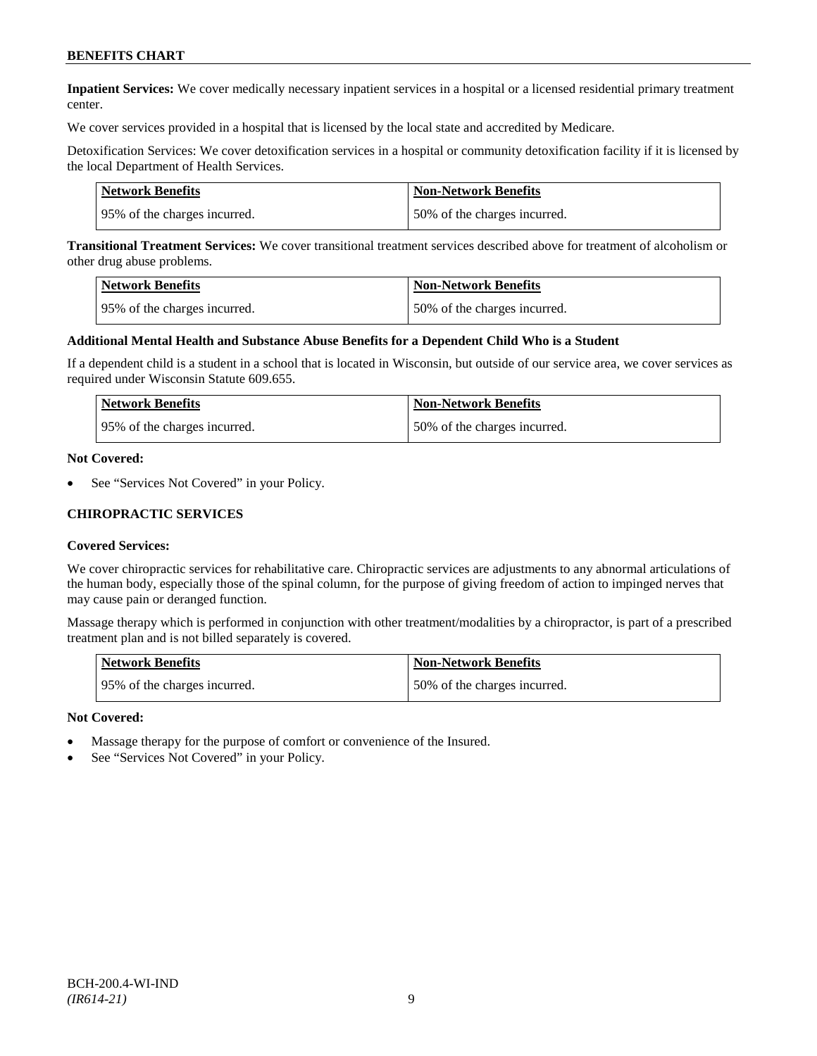**Inpatient Services:** We cover medically necessary inpatient services in a hospital or a licensed residential primary treatment center.

We cover services provided in a hospital that is licensed by the local state and accredited by Medicare.

Detoxification Services: We cover detoxification services in a hospital or community detoxification facility if it is licensed by the local Department of Health Services.

| Network Benefits | Non-Network Benefits |
| --- | --- |
| 95% of the charges incurred. | 50% of the charges incurred. |

**Transitional Treatment Services:** We cover transitional treatment services described above for treatment of alcoholism or other drug abuse problems.

| Network Benefits | Non-Network Benefits |
| --- | --- |
| 95% of the charges incurred. | 50% of the charges incurred. |

**Additional Mental Health and Substance Abuse Benefits for a Dependent Child Who is a Student**

If a dependent child is a student in a school that is located in Wisconsin, but outside of our service area, we cover services as required under Wisconsin Statute 609.655.

| Network Benefits | Non-Network Benefits |
| --- | --- |
| 95% of the charges incurred. | 50% of the charges incurred. |

**Not Covered:**

- See "Services Not Covered" in your Policy.

## CHIROPRACTIC SERVICES

**Covered Services:**

We cover chiropractic services for rehabilitative care. Chiropractic services are adjustments to any abnormal articulations of the human body, especially those of the spinal column, for the purpose of giving freedom of action to impinged nerves that may cause pain or deranged function.

Massage therapy which is performed in conjunction with other treatment/modalities by a chiropractor, is part of a prescribed treatment plan and is not billed separately is covered.

| Network Benefits | Non-Network Benefits |
| --- | --- |
| 95% of the charges incurred. | 50% of the charges incurred. |

**Not Covered:**

- Massage therapy for the purpose of comfort or convenience of the Insured.
- See "Services Not Covered" in your Policy.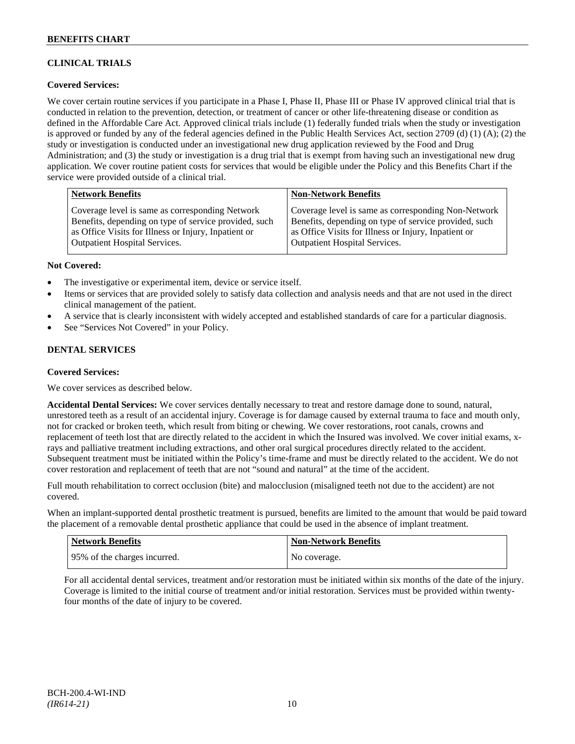## CLINICAL TRIALS

**Covered Services:**

We cover certain routine services if you participate in a Phase I, Phase II, Phase III or Phase IV approved clinical trial that is conducted in relation to the prevention, detection, or treatment of cancer or other life-threatening disease or condition as defined in the Affordable Care Act. Approved clinical trials include (1) federally funded trials when the study or investigation is approved or funded by any of the federal agencies defined in the Public Health Services Act, section 2709 (d) (1) (A); (2) the study or investigation is conducted under an investigational new drug application reviewed by the Food and Drug Administration; and (3) the study or investigation is a drug trial that is exempt from having such an investigational new drug application. We cover routine patient costs for services that would be eligible under the Policy and this Benefits Chart if the service were provided outside of a clinical trial.

| Network Benefits | Non-Network Benefits |
|---|---|
| Coverage level is same as corresponding Network Benefits, depending on type of service provided, such as Office Visits for Illness or Injury, Inpatient or Outpatient Hospital Services. | Coverage level is same as corresponding Non-Network Benefits, depending on type of service provided, such as Office Visits for Illness or Injury, Inpatient or Outpatient Hospital Services. |

**Not Covered:**

- The investigative or experimental item, device or service itself.
- Items or services that are provided solely to satisfy data collection and analysis needs and that are not used in the direct clinical management of the patient.
- A service that is clearly inconsistent with widely accepted and established standards of care for a particular diagnosis.
- See "Services Not Covered" in your Policy.

## DENTAL SERVICES

**Covered Services:**

We cover services as described below.

**Accidental Dental Services:** We cover services dentally necessary to treat and restore damage done to sound, natural, unrestored teeth as a result of an accidental injury. Coverage is for damage caused by external trauma to face and mouth only, not for cracked or broken teeth, which result from biting or chewing. We cover restorations, root canals, crowns and replacement of teeth lost that are directly related to the accident in which the Insured was involved. We cover initial exams, x-rays and palliative treatment including extractions, and other oral surgical procedures directly related to the accident. Subsequent treatment must be initiated within the Policy's time-frame and must be directly related to the accident. We do not cover restoration and replacement of teeth that are not "sound and natural" at the time of the accident.

Full mouth rehabilitation to correct occlusion (bite) and malocclusion (misaligned teeth not due to the accident) are not covered.

When an implant-supported dental prosthetic treatment is pursued, benefits are limited to the amount that would be paid toward the placement of a removable dental prosthetic appliance that could be used in the absence of implant treatment.

| Network Benefits | Non-Network Benefits |
|---|---|
| 95% of the charges incurred. | No coverage. |

For all accidental dental services, treatment and/or restoration must be initiated within six months of the date of the injury. Coverage is limited to the initial course of treatment and/or initial restoration. Services must be provided within twenty-four months of the date of injury to be covered.

BCH-200.4-WI-IND
*(IR614-21)*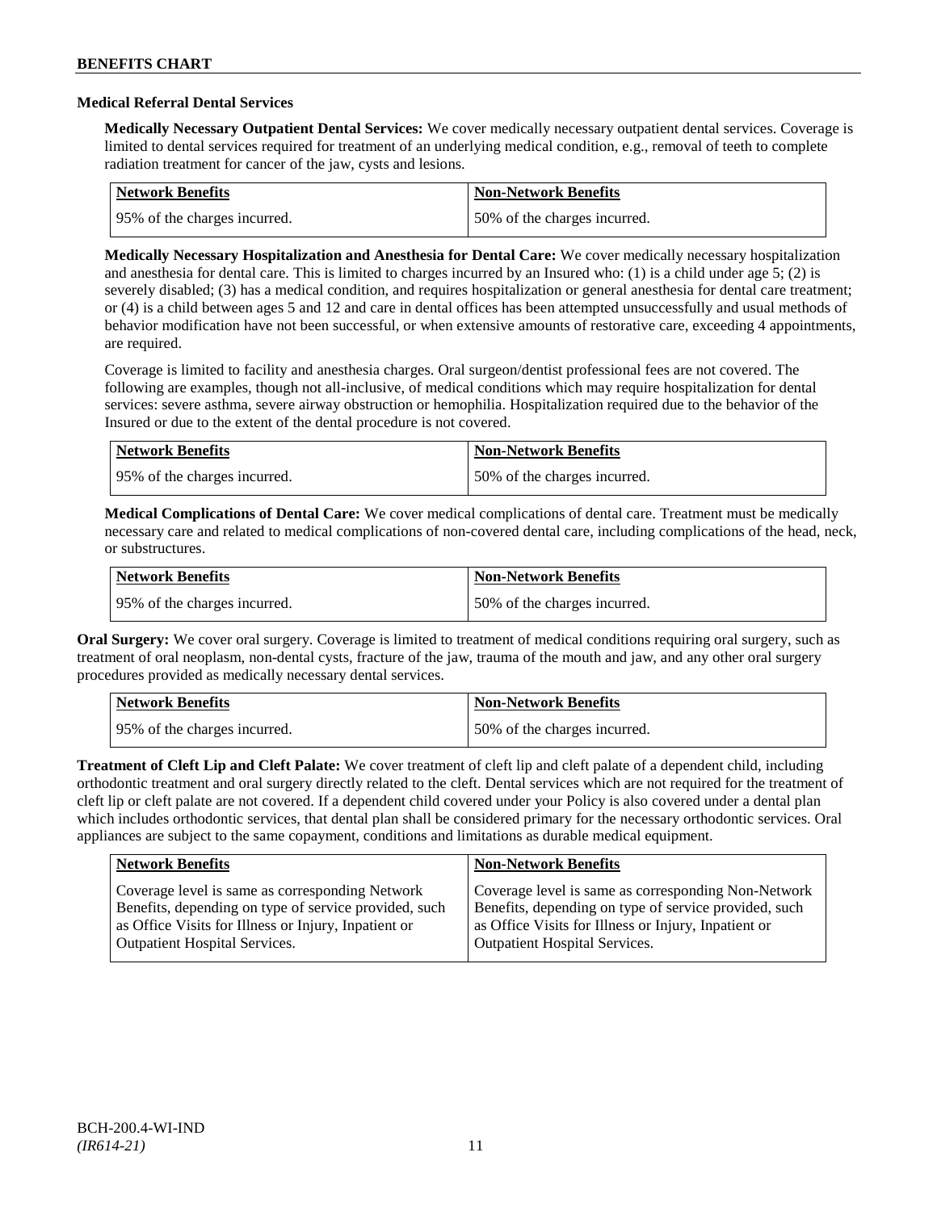### Medical Referral Dental Services

**Medically Necessary Outpatient Dental Services:** We cover medically necessary outpatient dental services. Coverage is limited to dental services required for treatment of an underlying medical condition, e.g., removal of teeth to complete radiation treatment for cancer of the jaw, cysts and lesions.

| Network Benefits | Non-Network Benefits |
|---|---|
| 95% of the charges incurred. | 50% of the charges incurred. |

**Medically Necessary Hospitalization and Anesthesia for Dental Care:** We cover medically necessary hospitalization and anesthesia for dental care. This is limited to charges incurred by an Insured who: (1) is a child under age 5; (2) is severely disabled; (3) has a medical condition, and requires hospitalization or general anesthesia for dental care treatment; or (4) is a child between ages 5 and 12 and care in dental offices has been attempted unsuccessfully and usual methods of behavior modification have not been successful, or when extensive amounts of restorative care, exceeding 4 appointments, are required.

Coverage is limited to facility and anesthesia charges. Oral surgeon/dentist professional fees are not covered. The following are examples, though not all-inclusive, of medical conditions which may require hospitalization for dental services: severe asthma, severe airway obstruction or hemophilia. Hospitalization required due to the behavior of the Insured or due to the extent of the dental procedure is not covered.

| Network Benefits | Non-Network Benefits |
|---|---|
| 95% of the charges incurred. | 50% of the charges incurred. |

**Medical Complications of Dental Care:** We cover medical complications of dental care. Treatment must be medically necessary care and related to medical complications of non-covered dental care, including complications of the head, neck, or substructures.

| Network Benefits | Non-Network Benefits |
|---|---|
| 95% of the charges incurred. | 50% of the charges incurred. |

**Oral Surgery:** We cover oral surgery. Coverage is limited to treatment of medical conditions requiring oral surgery, such as treatment of oral neoplasm, non-dental cysts, fracture of the jaw, trauma of the mouth and jaw, and any other oral surgery procedures provided as medically necessary dental services.

| Network Benefits | Non-Network Benefits |
|---|---|
| 95% of the charges incurred. | 50% of the charges incurred. |

**Treatment of Cleft Lip and Cleft Palate:** We cover treatment of cleft lip and cleft palate of a dependent child, including orthodontic treatment and oral surgery directly related to the cleft. Dental services which are not required for the treatment of cleft lip or cleft palate are not covered. If a dependent child covered under your Policy is also covered under a dental plan which includes orthodontic services, that dental plan shall be considered primary for the necessary orthodontic services. Oral appliances are subject to the same copayment, conditions and limitations as durable medical equipment.

| Network Benefits | Non-Network Benefits |
|---|---|
| Coverage level is same as corresponding Network Benefits, depending on type of service provided, such as Office Visits for Illness or Injury, Inpatient or Outpatient Hospital Services. | Coverage level is same as corresponding Non-Network Benefits, depending on type of service provided, such as Office Visits for Illness or Injury, Inpatient or Outpatient Hospital Services. |

BCH-200.4-WI-IND
*(IR614-21)*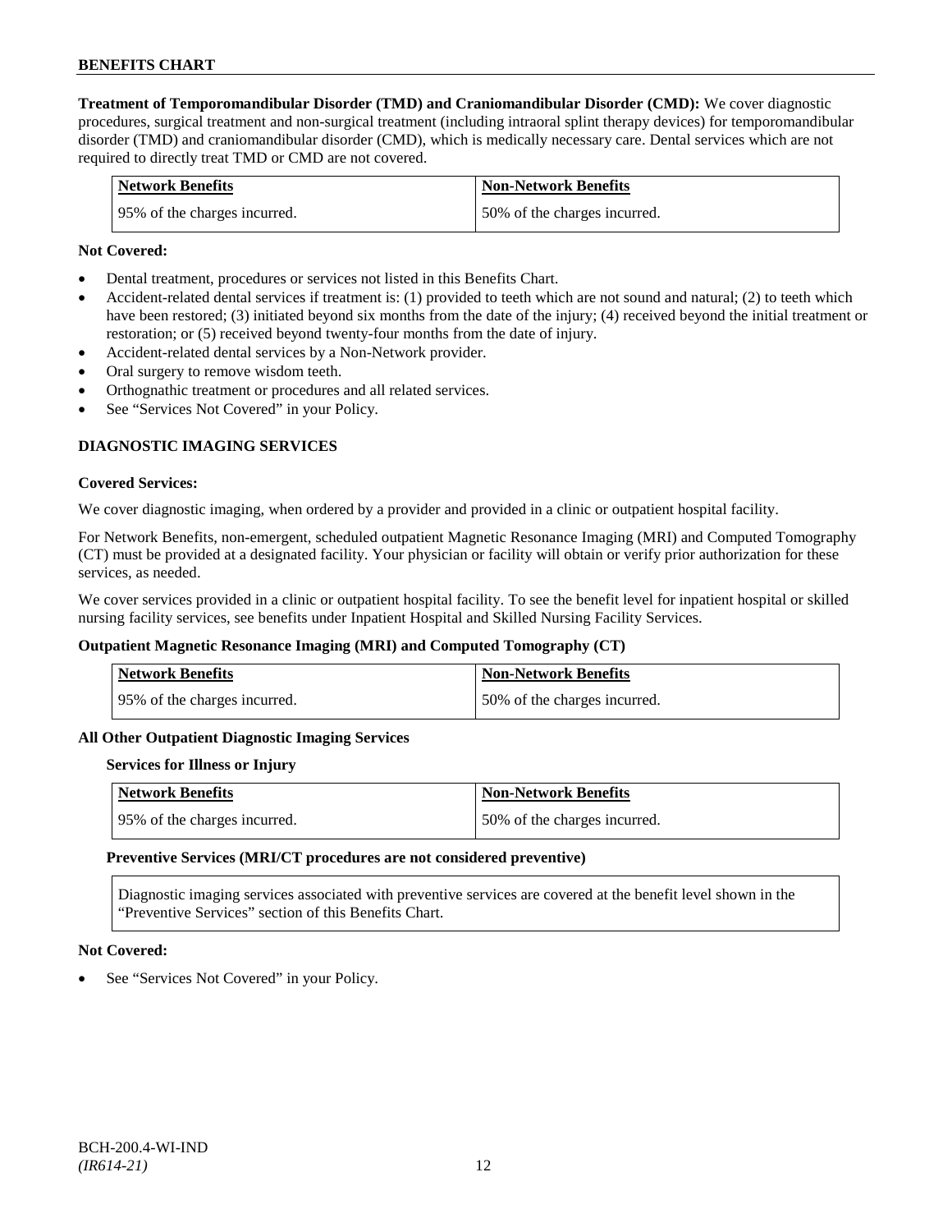**Treatment of Temporomandibular Disorder (TMD) and Craniomandibular Disorder (CMD):** We cover diagnostic procedures, surgical treatment and non-surgical treatment (including intraoral splint therapy devices) for temporomandibular disorder (TMD) and craniomandibular disorder (CMD), which is medically necessary care. Dental services which are not required to directly treat TMD or CMD are not covered.

| Network Benefits | Non-Network Benefits |
|---|---|
| 95% of the charges incurred. | 50% of the charges incurred. |

**Not Covered:**

- Dental treatment, procedures or services not listed in this Benefits Chart.
- Accident-related dental services if treatment is: (1) provided to teeth which are not sound and natural; (2) to teeth which have been restored; (3) initiated beyond six months from the date of the injury; (4) received beyond the initial treatment or restoration; or (5) received beyond twenty-four months from the date of injury.
- Accident-related dental services by a Non-Network provider.
- Oral surgery to remove wisdom teeth.
- Orthognathic treatment or procedures and all related services.
- See "Services Not Covered" in your Policy.

## DIAGNOSTIC IMAGING SERVICES

**Covered Services:**

We cover diagnostic imaging, when ordered by a provider and provided in a clinic or outpatient hospital facility.

For Network Benefits, non-emergent, scheduled outpatient Magnetic Resonance Imaging (MRI) and Computed Tomography (CT) must be provided at a designated facility. Your physician or facility will obtain or verify prior authorization for these services, as needed.

We cover services provided in a clinic or outpatient hospital facility. To see the benefit level for inpatient hospital or skilled nursing facility services, see benefits under Inpatient Hospital and Skilled Nursing Facility Services.

**Outpatient Magnetic Resonance Imaging (MRI) and Computed Tomography (CT)**

| Network Benefits | Non-Network Benefits |
|---|---|
| 95% of the charges incurred. | 50% of the charges incurred. |

**All Other Outpatient Diagnostic Imaging Services**

**Services for Illness or Injury**

| Network Benefits | Non-Network Benefits |
|---|---|
| 95% of the charges incurred. | 50% of the charges incurred. |

**Preventive Services (MRI/CT procedures are not considered preventive)**

Diagnostic imaging services associated with preventive services are covered at the benefit level shown in the "Preventive Services" section of this Benefits Chart.

**Not Covered:**

- See "Services Not Covered" in your Policy.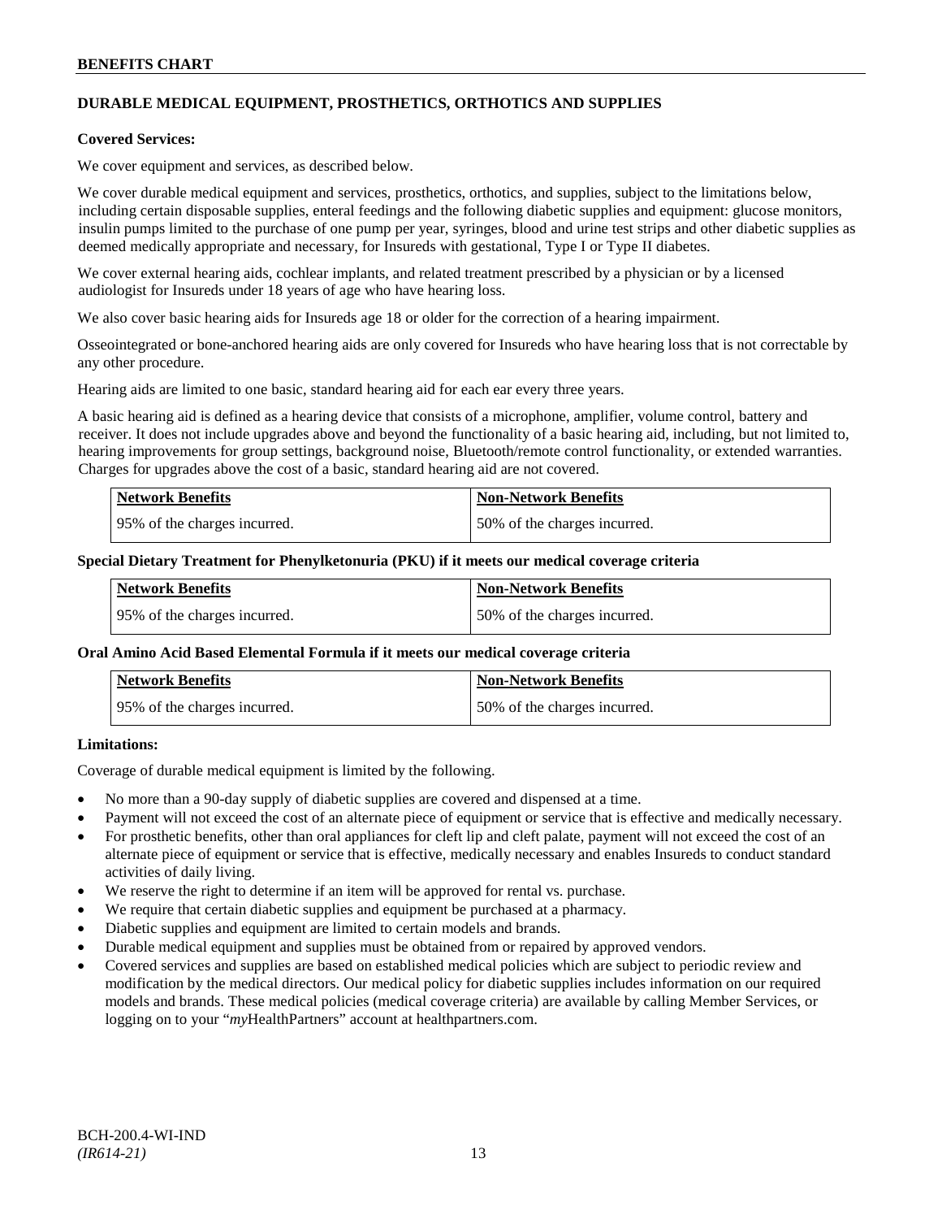## DURABLE MEDICAL EQUIPMENT, PROSTHETICS, ORTHOTICS AND SUPPLIES

**Covered Services:**

We cover equipment and services, as described below.

We cover durable medical equipment and services, prosthetics, orthotics, and supplies, subject to the limitations below, including certain disposable supplies, enteral feedings and the following diabetic supplies and equipment: glucose monitors, insulin pumps limited to the purchase of one pump per year, syringes, blood and urine test strips and other diabetic supplies as deemed medically appropriate and necessary, for Insureds with gestational, Type I or Type II diabetes.

We cover external hearing aids, cochlear implants, and related treatment prescribed by a physician or by a licensed audiologist for Insureds under 18 years of age who have hearing loss.

We also cover basic hearing aids for Insureds age 18 or older for the correction of a hearing impairment.

Osseointegrated or bone-anchored hearing aids are only covered for Insureds who have hearing loss that is not correctable by any other procedure.

Hearing aids are limited to one basic, standard hearing aid for each ear every three years.

A basic hearing aid is defined as a hearing device that consists of a microphone, amplifier, volume control, battery and receiver. It does not include upgrades above and beyond the functionality of a basic hearing aid, including, but not limited to, hearing improvements for group settings, background noise, Bluetooth/remote control functionality, or extended warranties. Charges for upgrades above the cost of a basic, standard hearing aid are not covered.

| Network Benefits | Non-Network Benefits |
|---|---|
| 95% of the charges incurred. | 50% of the charges incurred. |

**Special Dietary Treatment for Phenylketonuria (PKU) if it meets our medical coverage criteria**

| Network Benefits | Non-Network Benefits |
|---|---|
| 95% of the charges incurred. | 50% of the charges incurred. |

**Oral Amino Acid Based Elemental Formula if it meets our medical coverage criteria**

| Network Benefits | Non-Network Benefits |
|---|---|
| 95% of the charges incurred. | 50% of the charges incurred. |

**Limitations:**

Coverage of durable medical equipment is limited by the following.

- No more than a 90-day supply of diabetic supplies are covered and dispensed at a time.
- Payment will not exceed the cost of an alternate piece of equipment or service that is effective and medically necessary.
- For prosthetic benefits, other than oral appliances for cleft lip and cleft palate, payment will not exceed the cost of an alternate piece of equipment or service that is effective, medically necessary and enables Insureds to conduct standard activities of daily living.
- We reserve the right to determine if an item will be approved for rental vs. purchase.
- We require that certain diabetic supplies and equipment be purchased at a pharmacy.
- Diabetic supplies and equipment are limited to certain models and brands.
- Durable medical equipment and supplies must be obtained from or repaired by approved vendors.
- Covered services and supplies are based on established medical policies which are subject to periodic review and modification by the medical directors. Our medical policy for diabetic supplies includes information on our required models and brands. These medical policies (medical coverage criteria) are available by calling Member Services, or logging on to your "*my*HealthPartners" account at healthpartners.com.

BCH-200.4-WI-IND
*(IR614-21)*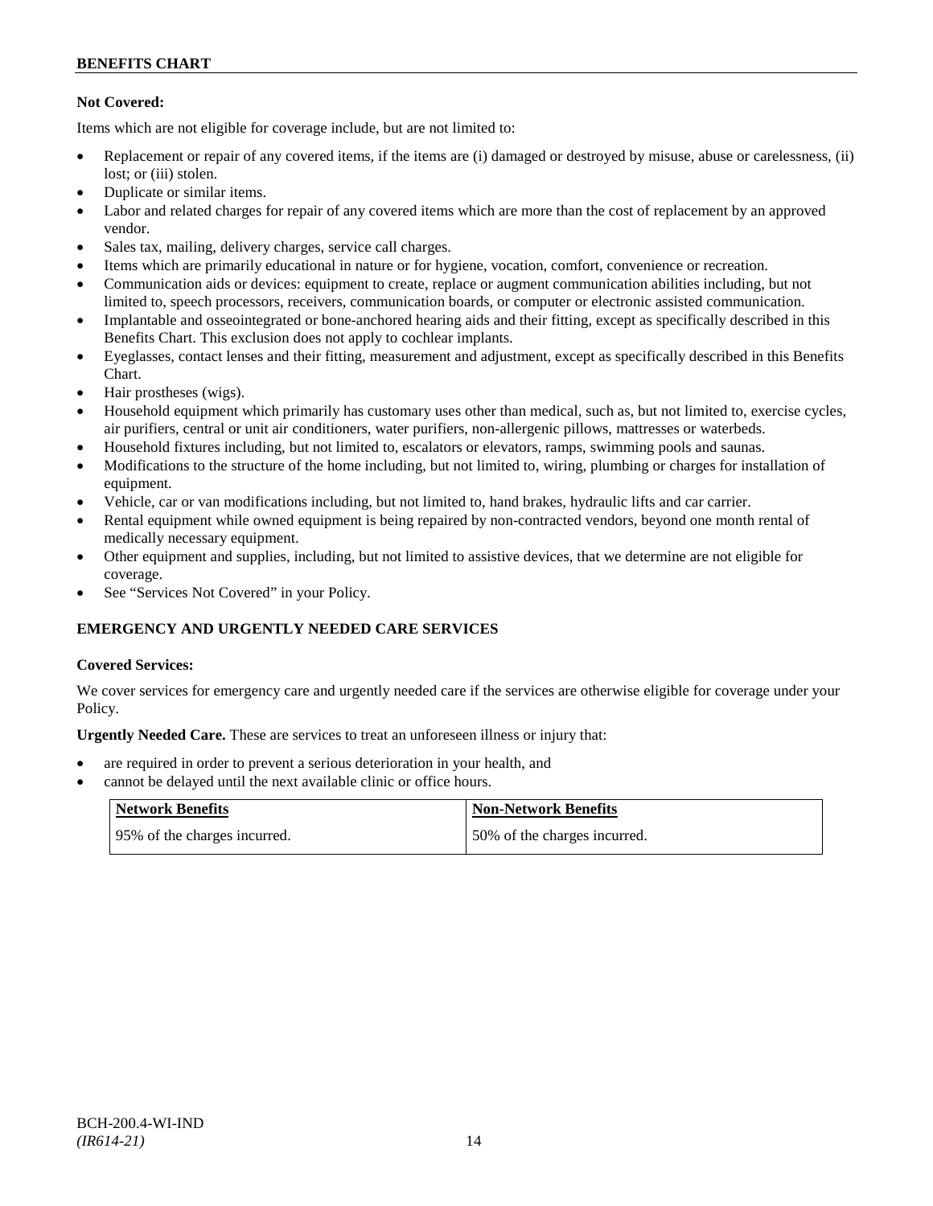**Not Covered:**

Items which are not eligible for coverage include, but are not limited to:

- Replacement or repair of any covered items, if the items are (i) damaged or destroyed by misuse, abuse or carelessness, (ii) lost; or (iii) stolen.
- Duplicate or similar items.
- Labor and related charges for repair of any covered items which are more than the cost of replacement by an approved vendor.
- Sales tax, mailing, delivery charges, service call charges.
- Items which are primarily educational in nature or for hygiene, vocation, comfort, convenience or recreation.
- Communication aids or devices: equipment to create, replace or augment communication abilities including, but not limited to, speech processors, receivers, communication boards, or computer or electronic assisted communication.
- Implantable and osseointegrated or bone-anchored hearing aids and their fitting, except as specifically described in this Benefits Chart. This exclusion does not apply to cochlear implants.
- Eyeglasses, contact lenses and their fitting, measurement and adjustment, except as specifically described in this Benefits Chart.
- Hair prostheses (wigs).
- Household equipment which primarily has customary uses other than medical, such as, but not limited to, exercise cycles, air purifiers, central or unit air conditioners, water purifiers, non-allergenic pillows, mattresses or waterbeds.
- Household fixtures including, but not limited to, escalators or elevators, ramps, swimming pools and saunas.
- Modifications to the structure of the home including, but not limited to, wiring, plumbing or charges for installation of equipment.
- Vehicle, car or van modifications including, but not limited to, hand brakes, hydraulic lifts and car carrier.
- Rental equipment while owned equipment is being repaired by non-contracted vendors, beyond one month rental of medically necessary equipment.
- Other equipment and supplies, including, but not limited to assistive devices, that we determine are not eligible for coverage.
- See "Services Not Covered" in your Policy.

## EMERGENCY AND URGENTLY NEEDED CARE SERVICES

**Covered Services:**

We cover services for emergency care and urgently needed care if the services are otherwise eligible for coverage under your Policy.

**Urgently Needed Care.** These are services to treat an unforeseen illness or injury that:

- are required in order to prevent a serious deterioration in your health, and
- cannot be delayed until the next available clinic or office hours.

| Network Benefits | Non-Network Benefits |
| --- | --- |
| 95% of the charges incurred. | 50% of the charges incurred. |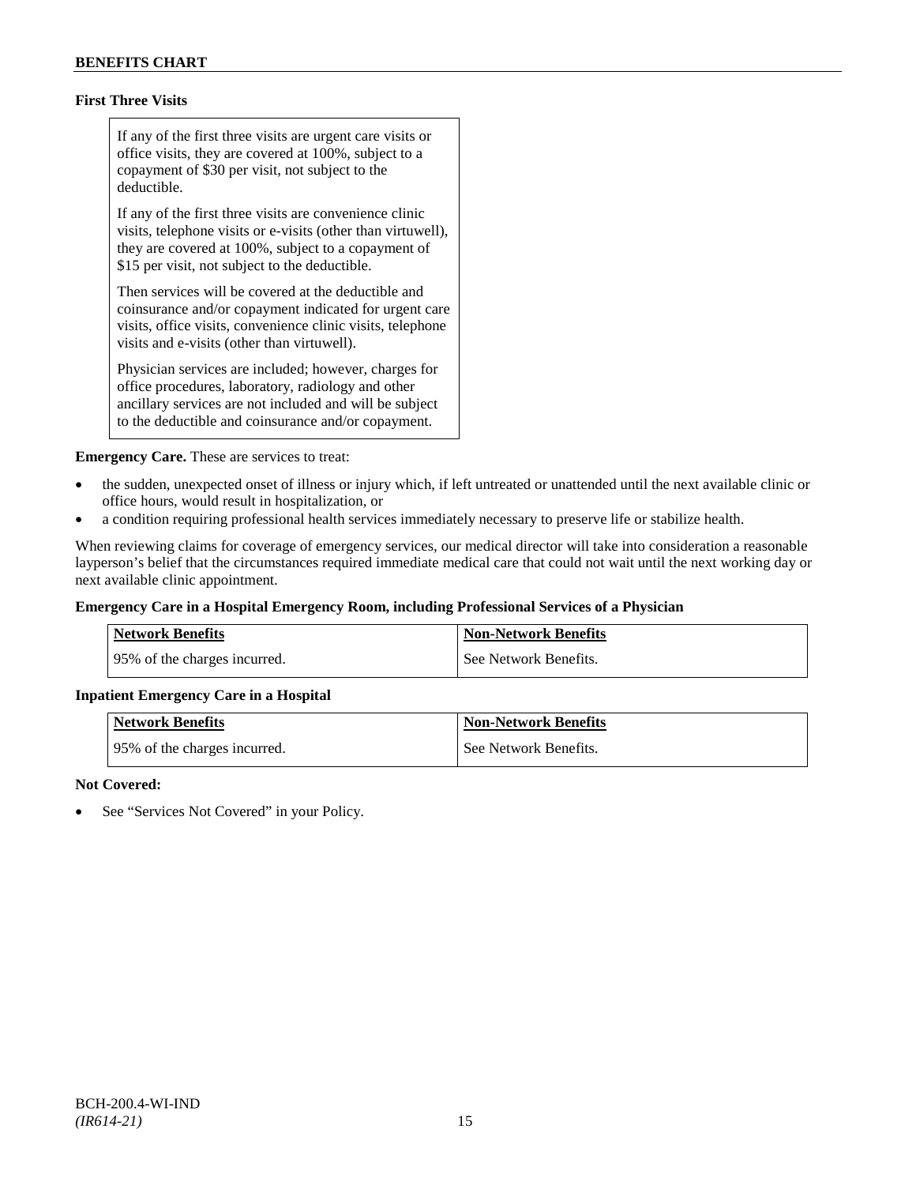**First Three Visits**

If any of the first three visits are urgent care visits or office visits, they are covered at 100%, subject to a copayment of $30 per visit, not subject to the deductible.

If any of the first three visits are convenience clinic visits, telephone visits or e-visits (other than virtuwell), they are covered at 100%, subject to a copayment of $15 per visit, not subject to the deductible.

Then services will be covered at the deductible and coinsurance and/or copayment indicated for urgent care visits, office visits, convenience clinic visits, telephone visits and e-visits (other than virtuwell).

Physician services are included; however, charges for office procedures, laboratory, radiology and other ancillary services are not included and will be subject to the deductible and coinsurance and/or copayment.

**Emergency Care.** These are services to treat:

- the sudden, unexpected onset of illness or injury which, if left untreated or unattended until the next available clinic or office hours, would result in hospitalization, or
- a condition requiring professional health services immediately necessary to preserve life or stabilize health.

When reviewing claims for coverage of emergency services, our medical director will take into consideration a reasonable layperson's belief that the circumstances required immediate medical care that could not wait until the next working day or next available clinic appointment.

**Emergency Care in a Hospital Emergency Room, including Professional Services of a Physician**

| Network Benefits | Non-Network Benefits |
|---|---|
| 95% of the charges incurred. | See Network Benefits. |

**Inpatient Emergency Care in a Hospital**

| Network Benefits | Non-Network Benefits |
|---|---|
| 95% of the charges incurred. | See Network Benefits. |

**Not Covered:**

- See "Services Not Covered" in your Policy.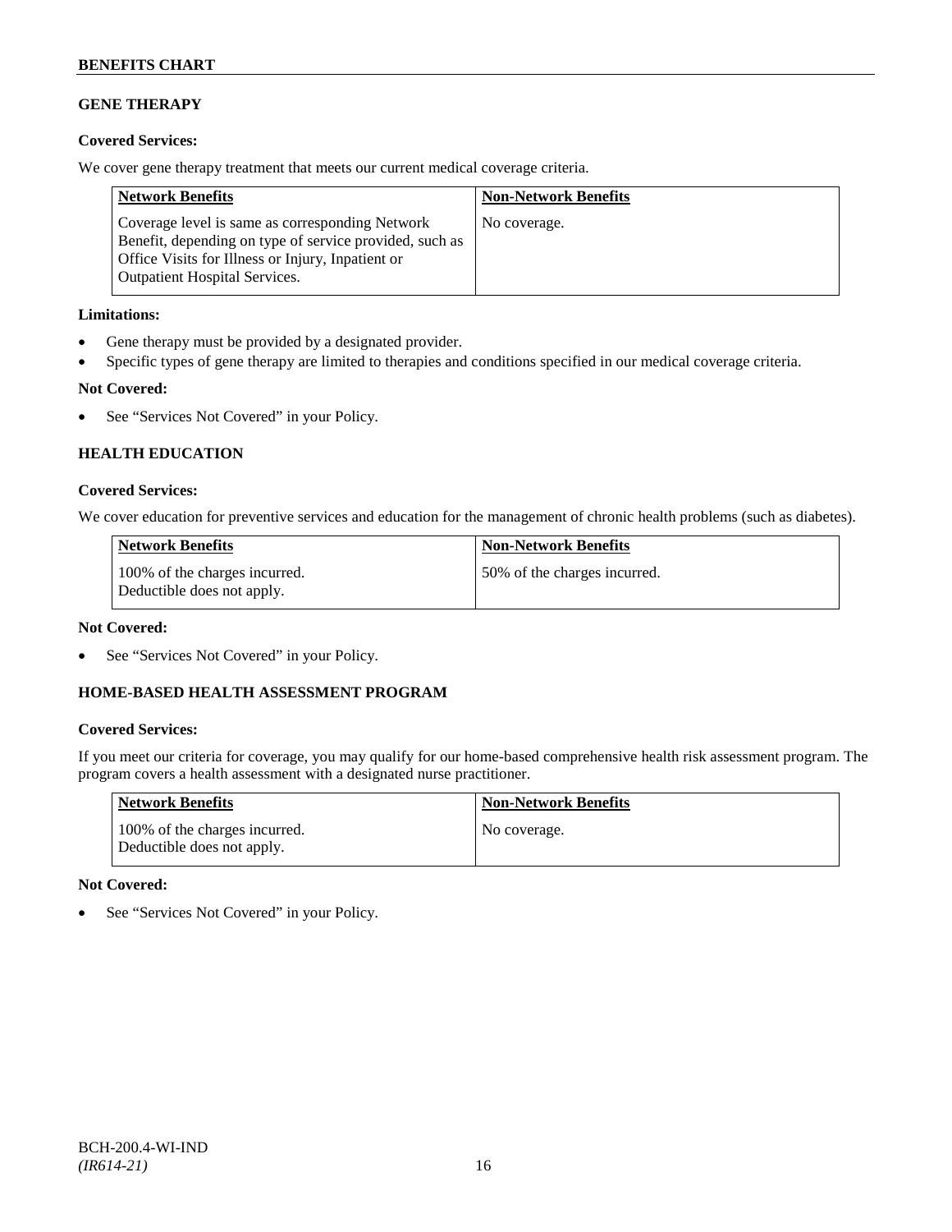## GENE THERAPY

**Covered Services:**

We cover gene therapy treatment that meets our current medical coverage criteria.

| Network Benefits | Non-Network Benefits |
|---|---|
| Coverage level is same as corresponding Network Benefit, depending on type of service provided, such as Office Visits for Illness or Injury, Inpatient or Outpatient Hospital Services. | No coverage. |

**Limitations:**

- Gene therapy must be provided by a designated provider.
- Specific types of gene therapy are limited to therapies and conditions specified in our medical coverage criteria.

**Not Covered:**

- See "Services Not Covered" in your Policy.

## HEALTH EDUCATION

**Covered Services:**

We cover education for preventive services and education for the management of chronic health problems (such as diabetes).

| Network Benefits | Non-Network Benefits |
|---|---|
| 100% of the charges incurred. Deductible does not apply. | 50% of the charges incurred. |

**Not Covered:**

- See "Services Not Covered" in your Policy.

## HOME-BASED HEALTH ASSESSMENT PROGRAM

**Covered Services:**

If you meet our criteria for coverage, you may qualify for our home-based comprehensive health risk assessment program. The program covers a health assessment with a designated nurse practitioner.

| Network Benefits | Non-Network Benefits |
|---|---|
| 100% of the charges incurred. Deductible does not apply. | No coverage. |

**Not Covered:**

- See "Services Not Covered" in your Policy.

BCH-200.4-WI-IND
*(IR614-21)*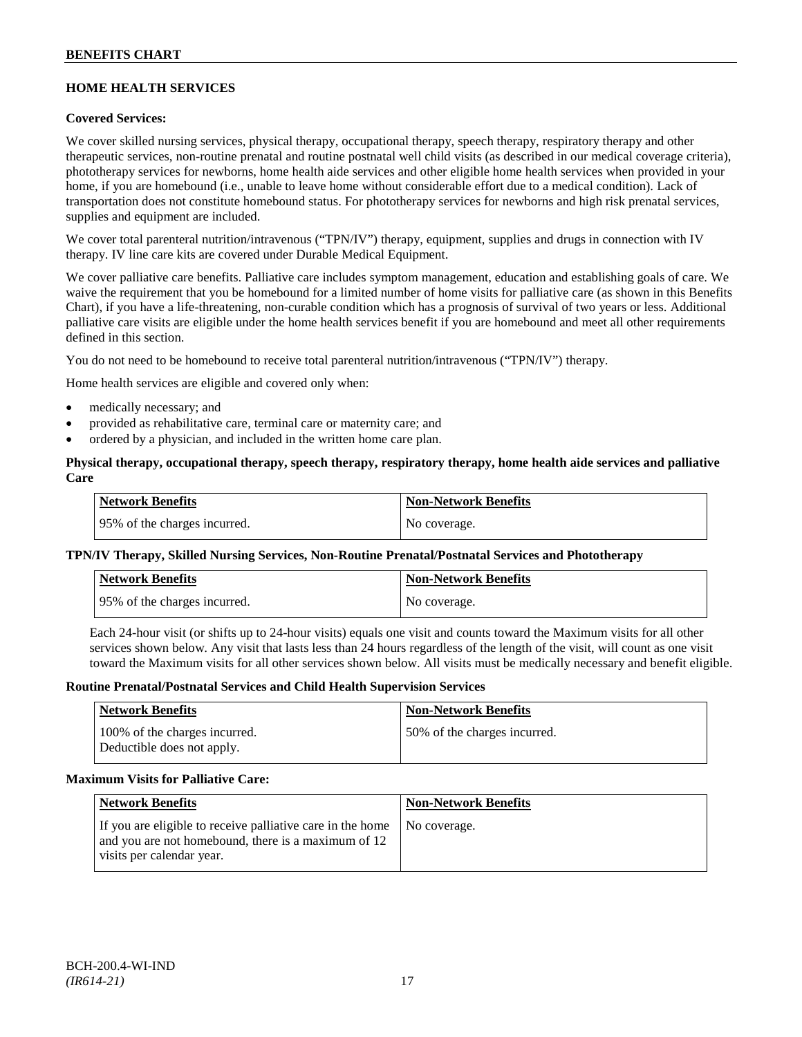## HOME HEALTH SERVICES

**Covered Services:**

We cover skilled nursing services, physical therapy, occupational therapy, speech therapy, respiratory therapy and other therapeutic services, non-routine prenatal and routine postnatal well child visits (as described in our medical coverage criteria), phototherapy services for newborns, home health aide services and other eligible home health services when provided in your home, if you are homebound (i.e., unable to leave home without considerable effort due to a medical condition). Lack of transportation does not constitute homebound status. For phototherapy services for newborns and high risk prenatal services, supplies and equipment are included.

We cover total parenteral nutrition/intravenous ("TPN/IV") therapy, equipment, supplies and drugs in connection with IV therapy. IV line care kits are covered under Durable Medical Equipment.

We cover palliative care benefits. Palliative care includes symptom management, education and establishing goals of care. We waive the requirement that you be homebound for a limited number of home visits for palliative care (as shown in this Benefits Chart), if you have a life-threatening, non-curable condition which has a prognosis of survival of two years or less. Additional palliative care visits are eligible under the home health services benefit if you are homebound and meet all other requirements defined in this section.

You do not need to be homebound to receive total parenteral nutrition/intravenous ("TPN/IV") therapy.

Home health services are eligible and covered only when:

- medically necessary; and
- provided as rehabilitative care, terminal care or maternity care; and
- ordered by a physician, and included in the written home care plan.

**Physical therapy, occupational therapy, speech therapy, respiratory therapy, home health aide services and palliative Care**

| Network Benefits | Non-Network Benefits |
|---|---|
| 95% of the charges incurred. | No coverage. |

**TPN/IV Therapy, Skilled Nursing Services, Non-Routine Prenatal/Postnatal Services and Phototherapy**

| Network Benefits | Non-Network Benefits |
|---|---|
| 95% of the charges incurred. | No coverage. |

Each 24-hour visit (or shifts up to 24-hour visits) equals one visit and counts toward the Maximum visits for all other services shown below. Any visit that lasts less than 24 hours regardless of the length of the visit, will count as one visit toward the Maximum visits for all other services shown below. All visits must be medically necessary and benefit eligible.

**Routine Prenatal/Postnatal Services and Child Health Supervision Services**

| Network Benefits | Non-Network Benefits |
|---|---|
| 100% of the charges incurred. Deductible does not apply. | 50% of the charges incurred. |

**Maximum Visits for Palliative Care:**

| Network Benefits | Non-Network Benefits |
|---|---|
| If you are eligible to receive palliative care in the home and you are not homebound, there is a maximum of 12 visits per calendar year. | No coverage. |

BCH-200.4-WI-IND
*(IR614-21)*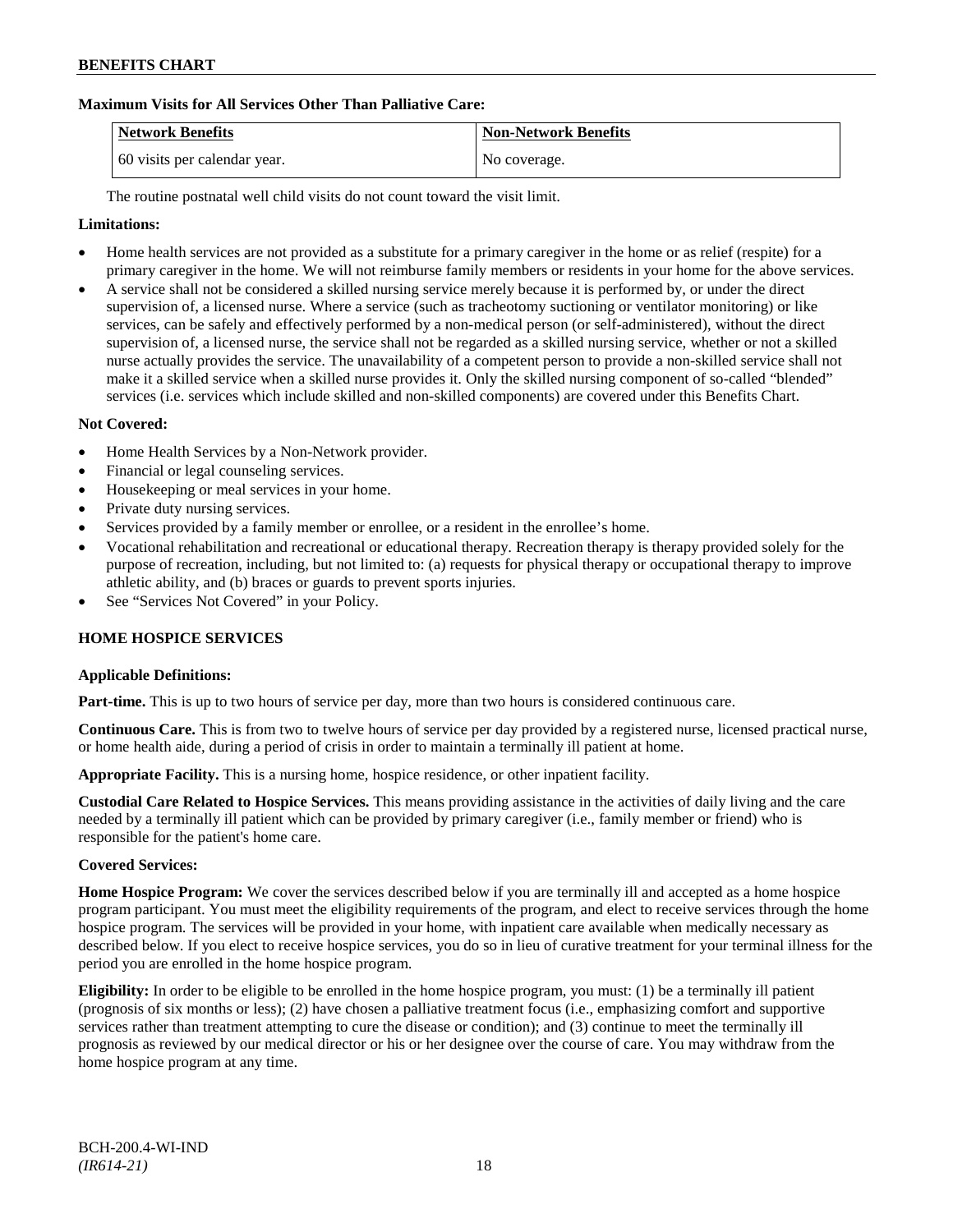**Maximum Visits for All Services Other Than Palliative Care:**

| Network Benefits | Non-Network Benefits |
|---|---|
| 60 visits per calendar year. | No coverage. |

The routine postnatal well child visits do not count toward the visit limit.

**Limitations:**

- Home health services are not provided as a substitute for a primary caregiver in the home or as relief (respite) for a primary caregiver in the home. We will not reimburse family members or residents in your home for the above services.
- A service shall not be considered a skilled nursing service merely because it is performed by, or under the direct supervision of, a licensed nurse. Where a service (such as tracheotomy suctioning or ventilator monitoring) or like services, can be safely and effectively performed by a non-medical person (or self-administered), without the direct supervision of, a licensed nurse, the service shall not be regarded as a skilled nursing service, whether or not a skilled nurse actually provides the service. The unavailability of a competent person to provide a non-skilled service shall not make it a skilled service when a skilled nurse provides it. Only the skilled nursing component of so-called "blended" services (i.e. services which include skilled and non-skilled components) are covered under this Benefits Chart.

**Not Covered:**

- Home Health Services by a Non-Network provider.
- Financial or legal counseling services.
- Housekeeping or meal services in your home.
- Private duty nursing services.
- Services provided by a family member or enrollee, or a resident in the enrollee's home.
- Vocational rehabilitation and recreational or educational therapy. Recreation therapy is therapy provided solely for the purpose of recreation, including, but not limited to: (a) requests for physical therapy or occupational therapy to improve athletic ability, and (b) braces or guards to prevent sports injuries.
- See "Services Not Covered" in your Policy.

## HOME HOSPICE SERVICES

**Applicable Definitions:**

**Part-time.** This is up to two hours of service per day, more than two hours is considered continuous care.

**Continuous Care.** This is from two to twelve hours of service per day provided by a registered nurse, licensed practical nurse, or home health aide, during a period of crisis in order to maintain a terminally ill patient at home.

**Appropriate Facility.** This is a nursing home, hospice residence, or other inpatient facility.

**Custodial Care Related to Hospice Services.** This means providing assistance in the activities of daily living and the care needed by a terminally ill patient which can be provided by primary caregiver (i.e., family member or friend) who is responsible for the patient's home care.

**Covered Services:**

**Home Hospice Program:** We cover the services described below if you are terminally ill and accepted as a home hospice program participant. You must meet the eligibility requirements of the program, and elect to receive services through the home hospice program. The services will be provided in your home, with inpatient care available when medically necessary as described below. If you elect to receive hospice services, you do so in lieu of curative treatment for your terminal illness for the period you are enrolled in the home hospice program.

**Eligibility:** In order to be eligible to be enrolled in the home hospice program, you must: (1) be a terminally ill patient (prognosis of six months or less); (2) have chosen a palliative treatment focus (i.e., emphasizing comfort and supportive services rather than treatment attempting to cure the disease or condition); and (3) continue to meet the terminally ill prognosis as reviewed by our medical director or his or her designee over the course of care. You may withdraw from the home hospice program at any time.

BCH-200.4-WI-IND
*(IR614-21)*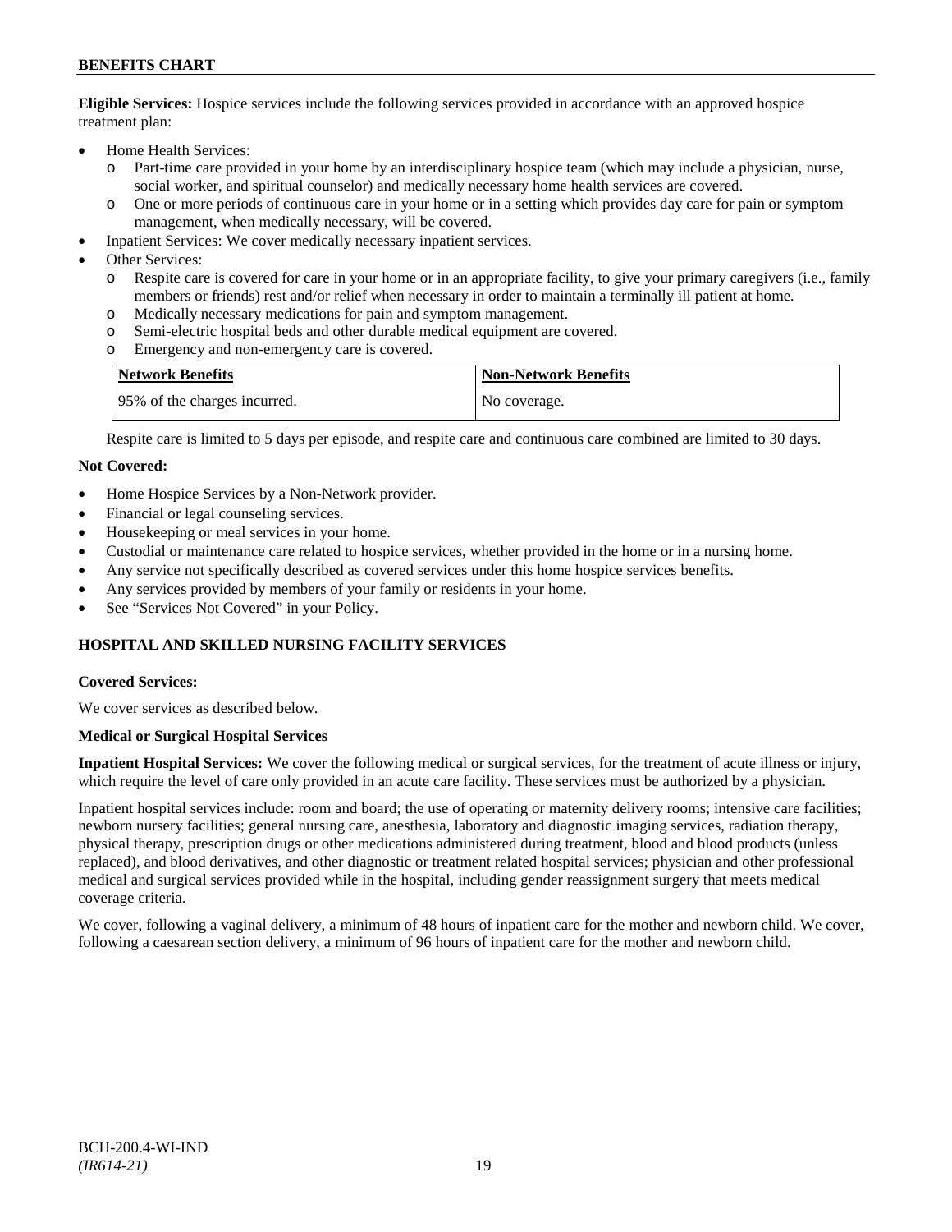**Eligible Services:** Hospice services include the following services provided in accordance with an approved hospice treatment plan:

- Home Health Services:
  - Part-time care provided in your home by an interdisciplinary hospice team (which may include a physician, nurse, social worker, and spiritual counselor) and medically necessary home health services are covered.
  - One or more periods of continuous care in your home or in a setting which provides day care for pain or symptom management, when medically necessary, will be covered.
- Inpatient Services: We cover medically necessary inpatient services.
- Other Services:
  - Respite care is covered for care in your home or in an appropriate facility, to give your primary caregivers (i.e., family members or friends) rest and/or relief when necessary in order to maintain a terminally ill patient at home.
  - Medically necessary medications for pain and symptom management.
  - Semi-electric hospital beds and other durable medical equipment are covered.
  - Emergency and non-emergency care is covered.

| Network Benefits | Non-Network Benefits |
|---|---|
| 95% of the charges incurred. | No coverage. |

Respite care is limited to 5 days per episode, and respite care and continuous care combined are limited to 30 days.

**Not Covered:**

- Home Hospice Services by a Non-Network provider.
- Financial or legal counseling services.
- Housekeeping or meal services in your home.
- Custodial or maintenance care related to hospice services, whether provided in the home or in a nursing home.
- Any service not specifically described as covered services under this home hospice services benefits.
- Any services provided by members of your family or residents in your home.
- See "Services Not Covered" in your Policy.

## HOSPITAL AND SKILLED NURSING FACILITY SERVICES

**Covered Services:**

We cover services as described below.

**Medical or Surgical Hospital Services**

**Inpatient Hospital Services:** We cover the following medical or surgical services, for the treatment of acute illness or injury, which require the level of care only provided in an acute care facility. These services must be authorized by a physician.

Inpatient hospital services include: room and board; the use of operating or maternity delivery rooms; intensive care facilities; newborn nursery facilities; general nursing care, anesthesia, laboratory and diagnostic imaging services, radiation therapy, physical therapy, prescription drugs or other medications administered during treatment, blood and blood products (unless replaced), and blood derivatives, and other diagnostic or treatment related hospital services; physician and other professional medical and surgical services provided while in the hospital, including gender reassignment surgery that meets medical coverage criteria.

We cover, following a vaginal delivery, a minimum of 48 hours of inpatient care for the mother and newborn child. We cover, following a caesarean section delivery, a minimum of 96 hours of inpatient care for the mother and newborn child.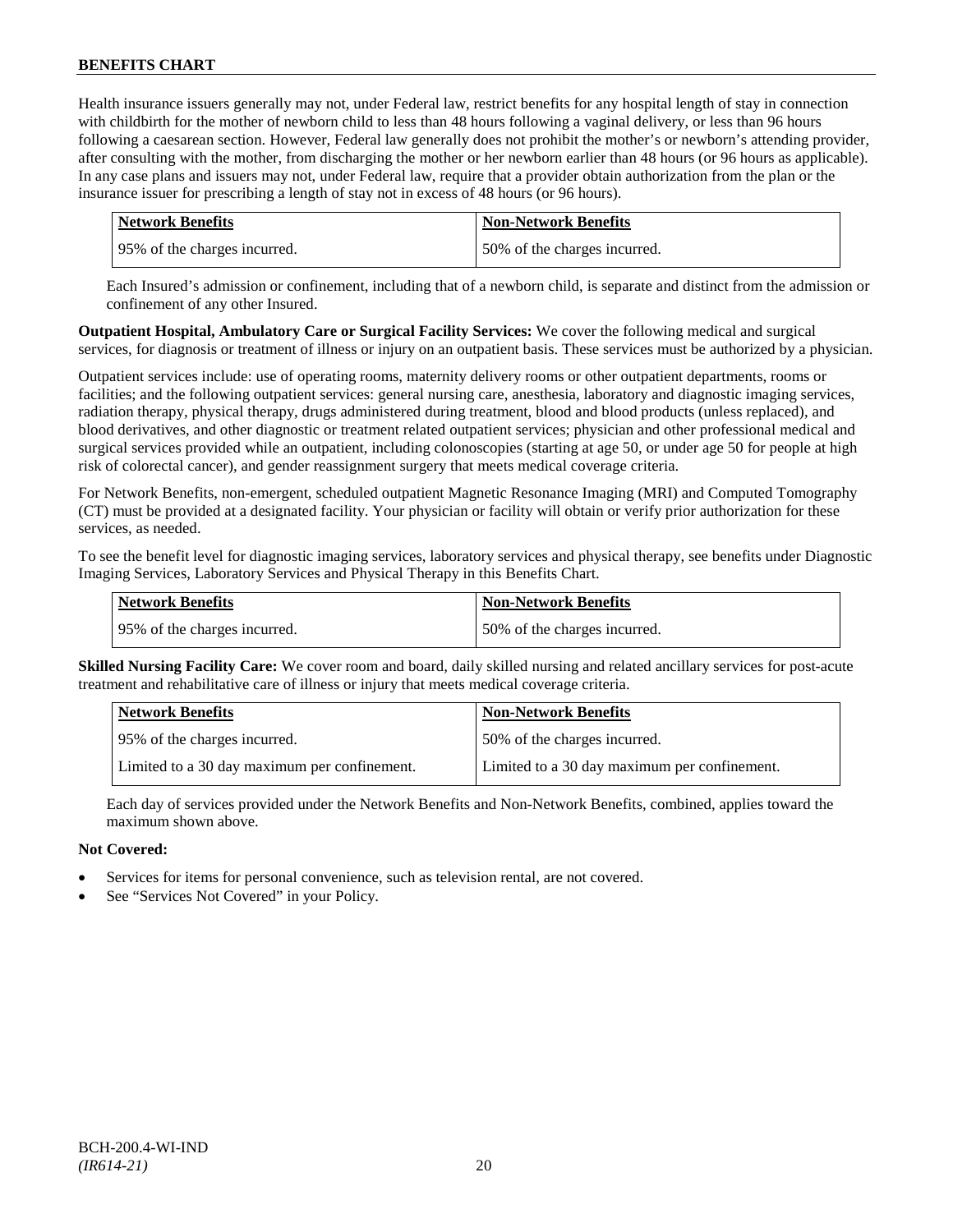Health insurance issuers generally may not, under Federal law, restrict benefits for any hospital length of stay in connection with childbirth for the mother of newborn child to less than 48 hours following a vaginal delivery, or less than 96 hours following a caesarean section. However, Federal law generally does not prohibit the mother's or newborn's attending provider, after consulting with the mother, from discharging the mother or her newborn earlier than 48 hours (or 96 hours as applicable). In any case plans and issuers may not, under Federal law, require that a provider obtain authorization from the plan or the insurance issuer for prescribing a length of stay not in excess of 48 hours (or 96 hours).

| Network Benefits | Non-Network Benefits |
|---|---|
| 95% of the charges incurred. | 50% of the charges incurred. |

Each Insured's admission or confinement, including that of a newborn child, is separate and distinct from the admission or confinement of any other Insured.

**Outpatient Hospital, Ambulatory Care or Surgical Facility Services:** We cover the following medical and surgical services, for diagnosis or treatment of illness or injury on an outpatient basis. These services must be authorized by a physician.

Outpatient services include: use of operating rooms, maternity delivery rooms or other outpatient departments, rooms or facilities; and the following outpatient services: general nursing care, anesthesia, laboratory and diagnostic imaging services, radiation therapy, physical therapy, drugs administered during treatment, blood and blood products (unless replaced), and blood derivatives, and other diagnostic or treatment related outpatient services; physician and other professional medical and surgical services provided while an outpatient, including colonoscopies (starting at age 50, or under age 50 for people at high risk of colorectal cancer), and gender reassignment surgery that meets medical coverage criteria.

For Network Benefits, non-emergent, scheduled outpatient Magnetic Resonance Imaging (MRI) and Computed Tomography (CT) must be provided at a designated facility. Your physician or facility will obtain or verify prior authorization for these services, as needed.

To see the benefit level for diagnostic imaging services, laboratory services and physical therapy, see benefits under Diagnostic Imaging Services, Laboratory Services and Physical Therapy in this Benefits Chart.

| Network Benefits | Non-Network Benefits |
|---|---|
| 95% of the charges incurred. | 50% of the charges incurred. |

**Skilled Nursing Facility Care:** We cover room and board, daily skilled nursing and related ancillary services for post-acute treatment and rehabilitative care of illness or injury that meets medical coverage criteria.

| Network Benefits | Non-Network Benefits |
|---|---|
| 95% of the charges incurred. | 50% of the charges incurred. |
| Limited to a 30 day maximum per confinement. | Limited to a 30 day maximum per confinement. |

Each day of services provided under the Network Benefits and Non-Network Benefits, combined, applies toward the maximum shown above.

**Not Covered:**

- Services for items for personal convenience, such as television rental, are not covered.
- See "Services Not Covered" in your Policy.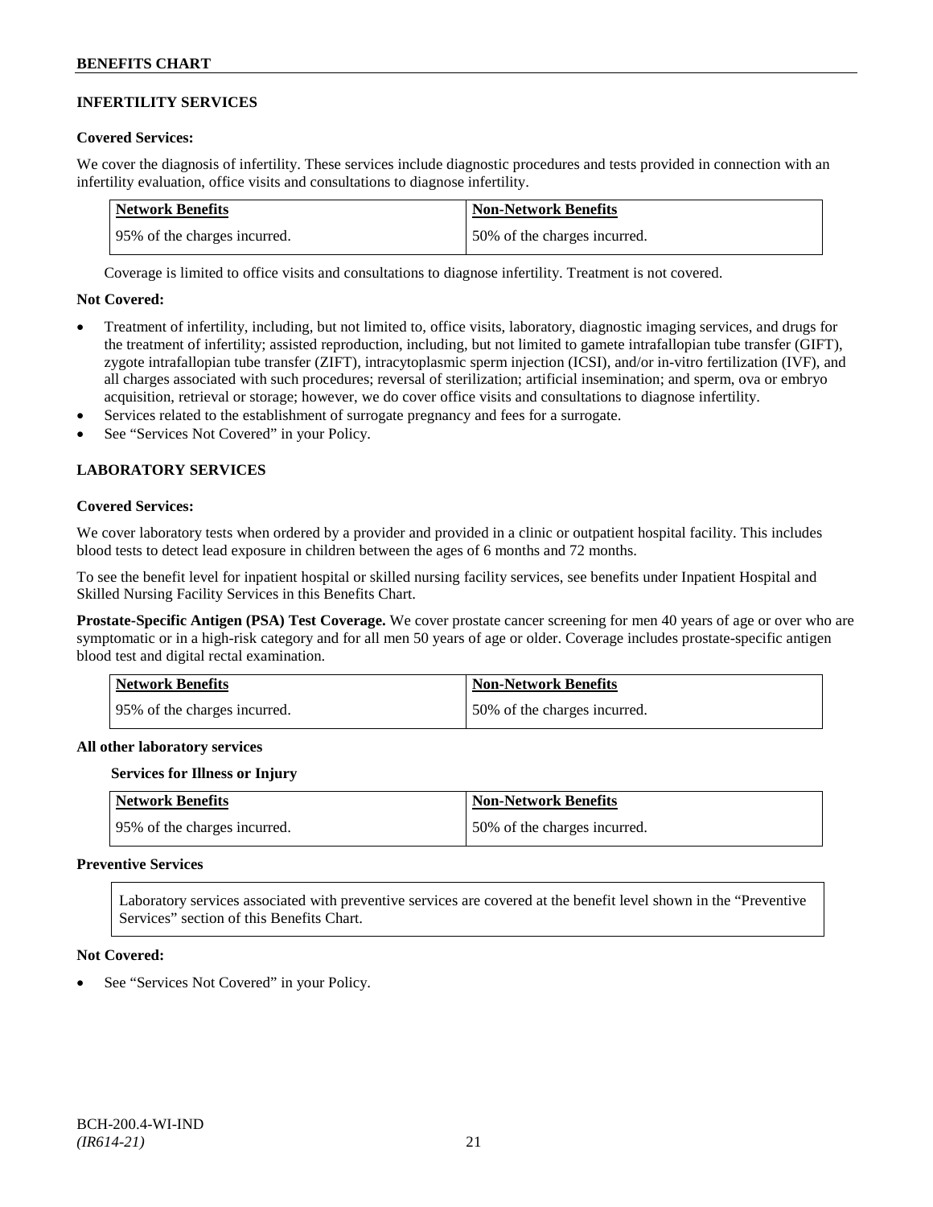## INFERTILITY SERVICES

**Covered Services:**

We cover the diagnosis of infertility. These services include diagnostic procedures and tests provided in connection with an infertility evaluation, office visits and consultations to diagnose infertility.

| Network Benefits | Non-Network Benefits |
|---|---|
| 95% of the charges incurred. | 50% of the charges incurred. |

Coverage is limited to office visits and consultations to diagnose infertility. Treatment is not covered.

**Not Covered:**

- Treatment of infertility, including, but not limited to, office visits, laboratory, diagnostic imaging services, and drugs for the treatment of infertility; assisted reproduction, including, but not limited to gamete intrafallopian tube transfer (GIFT), zygote intrafallopian tube transfer (ZIFT), intracytoplasmic sperm injection (ICSI), and/or in-vitro fertilization (IVF), and all charges associated with such procedures; reversal of sterilization; artificial insemination; and sperm, ova or embryo acquisition, retrieval or storage; however, we do cover office visits and consultations to diagnose infertility.
- Services related to the establishment of surrogate pregnancy and fees for a surrogate.
- See "Services Not Covered" in your Policy.

## LABORATORY SERVICES

**Covered Services:**

We cover laboratory tests when ordered by a provider and provided in a clinic or outpatient hospital facility. This includes blood tests to detect lead exposure in children between the ages of 6 months and 72 months.

To see the benefit level for inpatient hospital or skilled nursing facility services, see benefits under Inpatient Hospital and Skilled Nursing Facility Services in this Benefits Chart.

**Prostate-Specific Antigen (PSA) Test Coverage.** We cover prostate cancer screening for men 40 years of age or over who are symptomatic or in a high-risk category and for all men 50 years of age or older. Coverage includes prostate-specific antigen blood test and digital rectal examination.

| Network Benefits | Non-Network Benefits |
|---|---|
| 95% of the charges incurred. | 50% of the charges incurred. |

**All other laboratory services**

**Services for Illness or Injury**

| Network Benefits | Non-Network Benefits |
|---|---|
| 95% of the charges incurred. | 50% of the charges incurred. |

**Preventive Services**

Laboratory services associated with preventive services are covered at the benefit level shown in the "Preventive Services" section of this Benefits Chart.

**Not Covered:**

- See "Services Not Covered" in your Policy.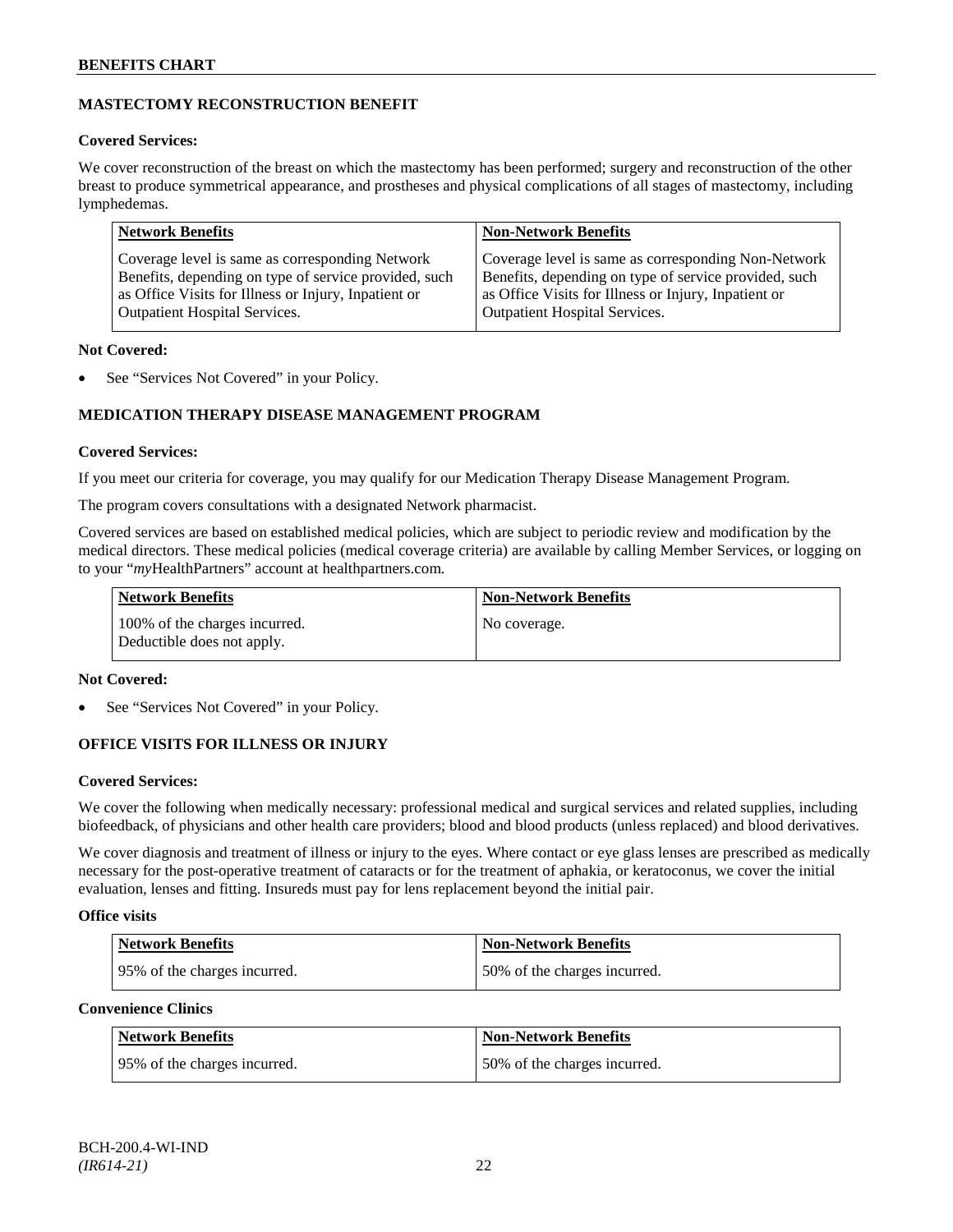## MASTECTOMY RECONSTRUCTION BENEFIT

**Covered Services:**

We cover reconstruction of the breast on which the mastectomy has been performed; surgery and reconstruction of the other breast to produce symmetrical appearance, and prostheses and physical complications of all stages of mastectomy, including lymphedemas.

| Network Benefits | Non-Network Benefits |
|---|---|
| Coverage level is same as corresponding Network Benefits, depending on type of service provided, such as Office Visits for Illness or Injury, Inpatient or Outpatient Hospital Services. | Coverage level is same as corresponding Non-Network Benefits, depending on type of service provided, such as Office Visits for Illness or Injury, Inpatient or Outpatient Hospital Services. |

**Not Covered:**

- See "Services Not Covered" in your Policy.

## MEDICATION THERAPY DISEASE MANAGEMENT PROGRAM

**Covered Services:**

If you meet our criteria for coverage, you may qualify for our Medication Therapy Disease Management Program.

The program covers consultations with a designated Network pharmacist.

Covered services are based on established medical policies, which are subject to periodic review and modification by the medical directors. These medical policies (medical coverage criteria) are available by calling Member Services, or logging on to your "*my*HealthPartners" account at healthpartners.com.

| Network Benefits | Non-Network Benefits |
|---|---|
| 100% of the charges incurred. Deductible does not apply. | No coverage. |

**Not Covered:**

- See "Services Not Covered" in your Policy.

## OFFICE VISITS FOR ILLNESS OR INJURY

**Covered Services:**

We cover the following when medically necessary: professional medical and surgical services and related supplies, including biofeedback, of physicians and other health care providers; blood and blood products (unless replaced) and blood derivatives.

We cover diagnosis and treatment of illness or injury to the eyes. Where contact or eye glass lenses are prescribed as medically necessary for the post-operative treatment of cataracts or for the treatment of aphakia, or keratoconus, we cover the initial evaluation, lenses and fitting. Insureds must pay for lens replacement beyond the initial pair.

**Office visits**

| Network Benefits | Non-Network Benefits |
|---|---|
| 95% of the charges incurred. | 50% of the charges incurred. |

**Convenience Clinics**

| Network Benefits | Non-Network Benefits |
|---|---|
| 95% of the charges incurred. | 50% of the charges incurred. |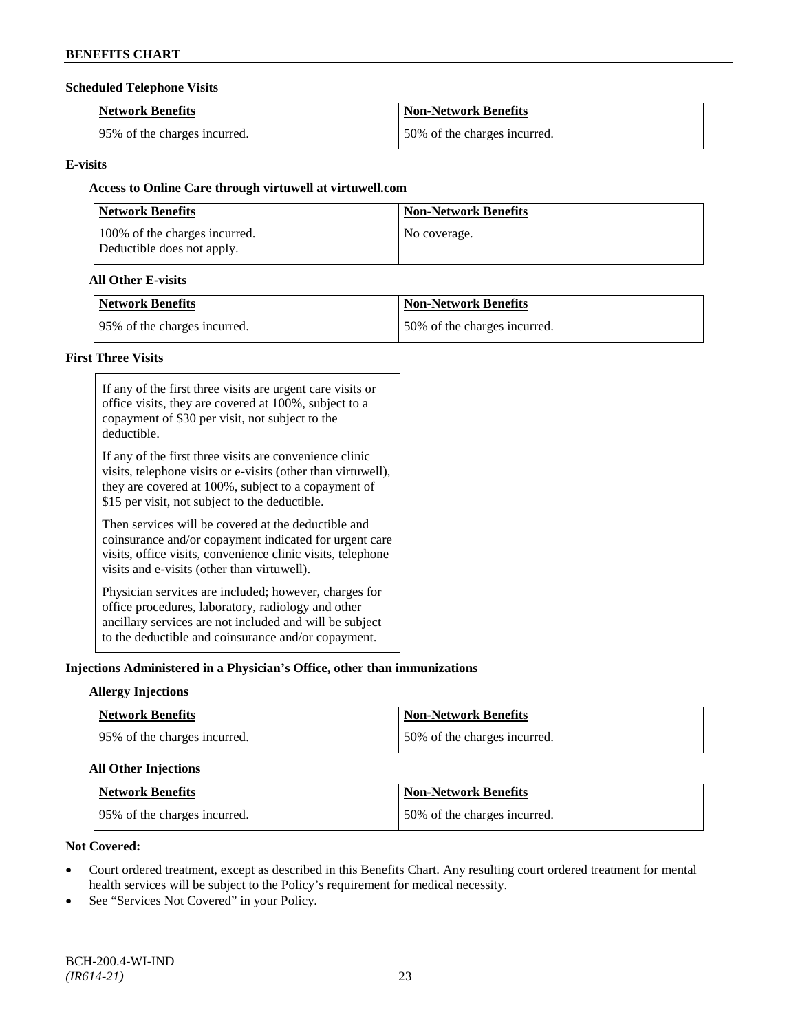### Scheduled Telephone Visits

| Network Benefits | Non-Network Benefits |
| --- | --- |
| 95% of the charges incurred. | 50% of the charges incurred. |

### E-visits

#### Access to Online Care through virtuwell at virtuwell.com

| Network Benefits | Non-Network Benefits |
| --- | --- |
| 100% of the charges incurred. Deductible does not apply. | No coverage. |

#### All Other E-visits

| Network Benefits | Non-Network Benefits |
| --- | --- |
| 95% of the charges incurred. | 50% of the charges incurred. |

### First Three Visits

If any of the first three visits are urgent care visits or office visits, they are covered at 100%, subject to a copayment of $30 per visit, not subject to the deductible.

If any of the first three visits are convenience clinic visits, telephone visits or e-visits (other than virtuwell), they are covered at 100%, subject to a copayment of $15 per visit, not subject to the deductible.

Then services will be covered at the deductible and coinsurance and/or copayment indicated for urgent care visits, office visits, convenience clinic visits, telephone visits and e-visits (other than virtuwell).

Physician services are included; however, charges for office procedures, laboratory, radiology and other ancillary services are not included and will be subject to the deductible and coinsurance and/or copayment.

### Injections Administered in a Physician's Office, other than immunizations

#### Allergy Injections

| Network Benefits | Non-Network Benefits |
| --- | --- |
| 95% of the charges incurred. | 50% of the charges incurred. |

#### All Other Injections

| Network Benefits | Non-Network Benefits |
| --- | --- |
| 95% of the charges incurred. | 50% of the charges incurred. |

### Not Covered:

- Court ordered treatment, except as described in this Benefits Chart. Any resulting court ordered treatment for mental health services will be subject to the Policy's requirement for medical necessity.
- See "Services Not Covered" in your Policy.

BCH-200.4-WI-IND
*(IR614-21)*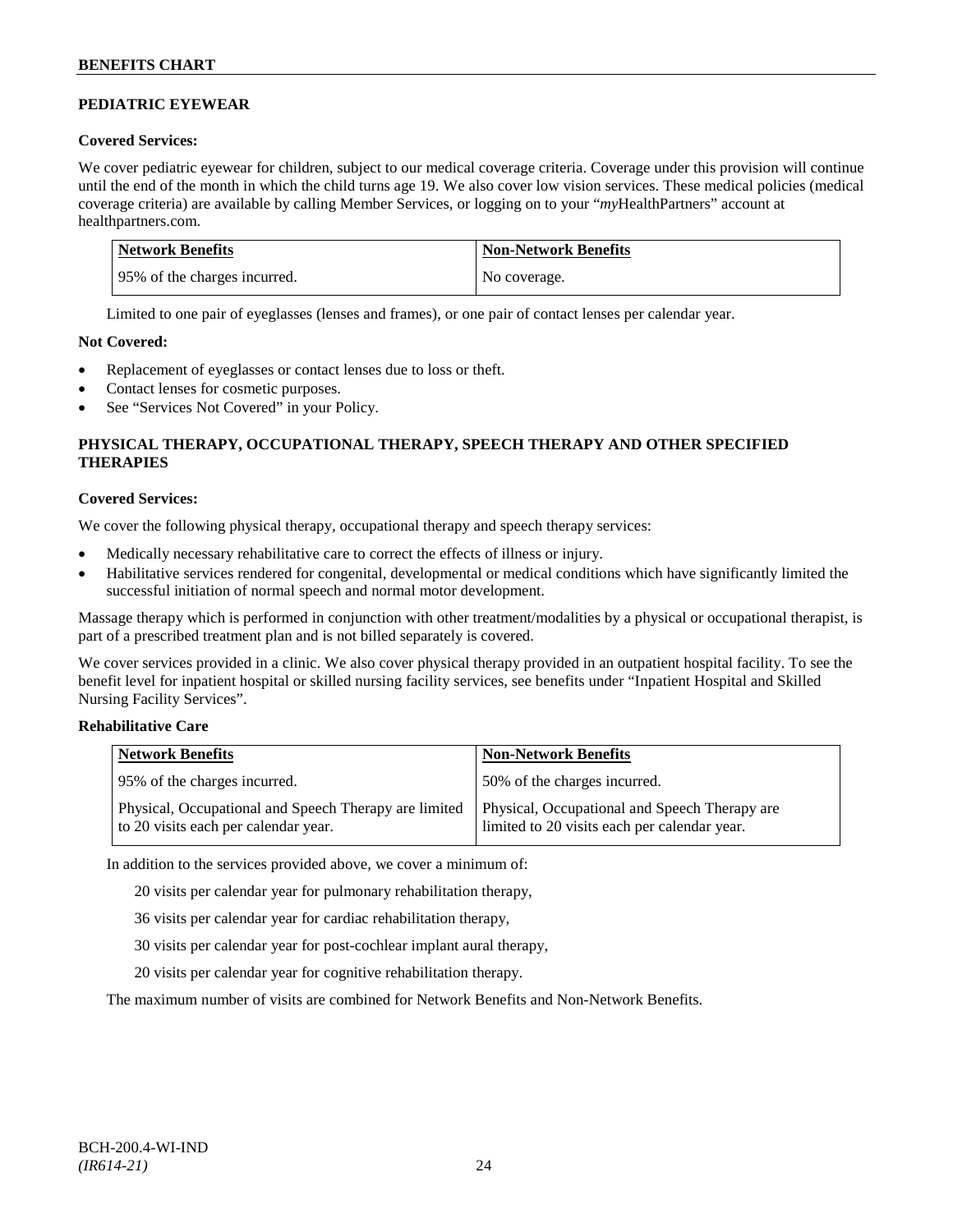## PEDIATRIC EYEWEAR

**Covered Services:**

We cover pediatric eyewear for children, subject to our medical coverage criteria. Coverage under this provision will continue until the end of the month in which the child turns age 19. We also cover low vision services. These medical policies (medical coverage criteria) are available by calling Member Services, or logging on to your "*my*HealthPartners" account at healthpartners.com.

| Network Benefits | Non-Network Benefits |
|---|---|
| 95% of the charges incurred. | No coverage. |

Limited to one pair of eyeglasses (lenses and frames), or one pair of contact lenses per calendar year.

**Not Covered:**

- Replacement of eyeglasses or contact lenses due to loss or theft.
- Contact lenses for cosmetic purposes.
- See "Services Not Covered" in your Policy.

## PHYSICAL THERAPY, OCCUPATIONAL THERAPY, SPEECH THERAPY AND OTHER SPECIFIED THERAPIES

**Covered Services:**

We cover the following physical therapy, occupational therapy and speech therapy services:

- Medically necessary rehabilitative care to correct the effects of illness or injury.
- Habilitative services rendered for congenital, developmental or medical conditions which have significantly limited the successful initiation of normal speech and normal motor development.

Massage therapy which is performed in conjunction with other treatment/modalities by a physical or occupational therapist, is part of a prescribed treatment plan and is not billed separately is covered.

We cover services provided in a clinic. We also cover physical therapy provided in an outpatient hospital facility. To see the benefit level for inpatient hospital or skilled nursing facility services, see benefits under "Inpatient Hospital and Skilled Nursing Facility Services".

**Rehabilitative Care**

| Network Benefits | Non-Network Benefits |
|---|---|
| 95% of the charges incurred. | 50% of the charges incurred. |
| Physical, Occupational and Speech Therapy are limited to 20 visits each per calendar year. | Physical, Occupational and Speech Therapy are limited to 20 visits each per calendar year. |

In addition to the services provided above, we cover a minimum of:

20 visits per calendar year for pulmonary rehabilitation therapy,

36 visits per calendar year for cardiac rehabilitation therapy,

30 visits per calendar year for post-cochlear implant aural therapy,

20 visits per calendar year for cognitive rehabilitation therapy.

The maximum number of visits are combined for Network Benefits and Non-Network Benefits.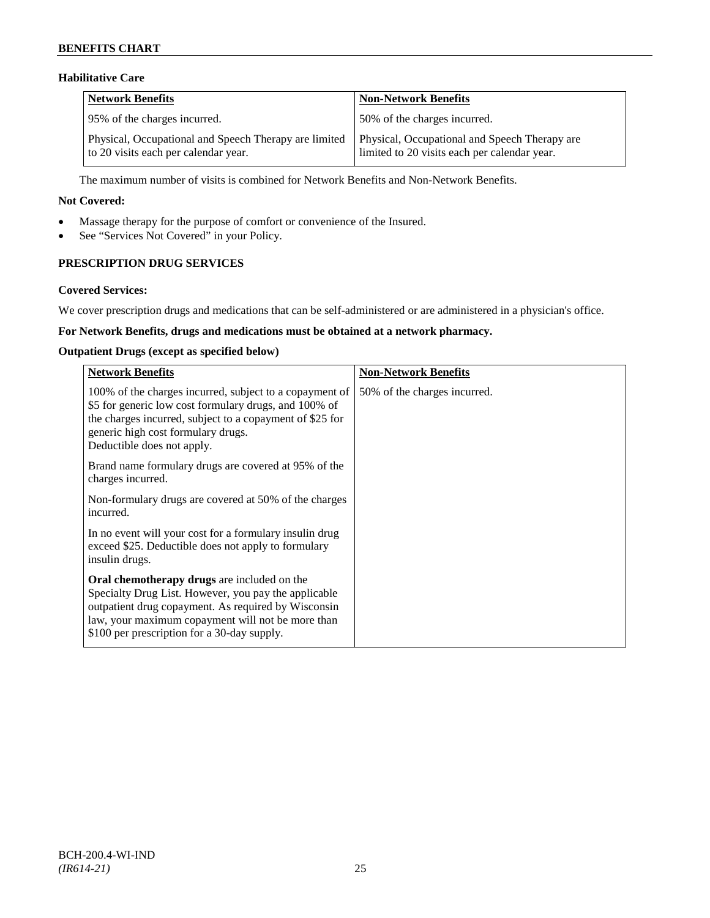### Habilitative Care

| Network Benefits | Non-Network Benefits |
|---|---|
| 95% of the charges incurred. | 50% of the charges incurred. |
| Physical, Occupational and Speech Therapy are limited to 20 visits each per calendar year. | Physical, Occupational and Speech Therapy are limited to 20 visits each per calendar year. |

The maximum number of visits is combined for Network Benefits and Non-Network Benefits.

**Not Covered:**

- Massage therapy for the purpose of comfort or convenience of the Insured.
- See "Services Not Covered" in your Policy.

## PRESCRIPTION DRUG SERVICES

**Covered Services:**

We cover prescription drugs and medications that can be self-administered or are administered in a physician's office.

**For Network Benefits, drugs and medications must be obtained at a network pharmacy.**

**Outpatient Drugs (except as specified below)**

| Network Benefits | Non-Network Benefits |
|---|---|
| 100% of the charges incurred, subject to a copayment of \$5 for generic low cost formulary drugs, and 100% of the charges incurred, subject to a copayment of \$25 for generic high cost formulary drugs. Deductible does not apply.<br><br>Brand name formulary drugs are covered at 95% of the charges incurred.<br><br>Non-formulary drugs are covered at 50% of the charges incurred.<br><br>In no event will your cost for a formulary insulin drug exceed \$25. Deductible does not apply to formulary insulin drugs.<br><br>**Oral chemotherapy drugs** are included on the Specialty Drug List. However, you pay the applicable outpatient drug copayment. As required by Wisconsin law, your maximum copayment will not be more than \$100 per prescription for a 30-day supply. | 50% of the charges incurred. |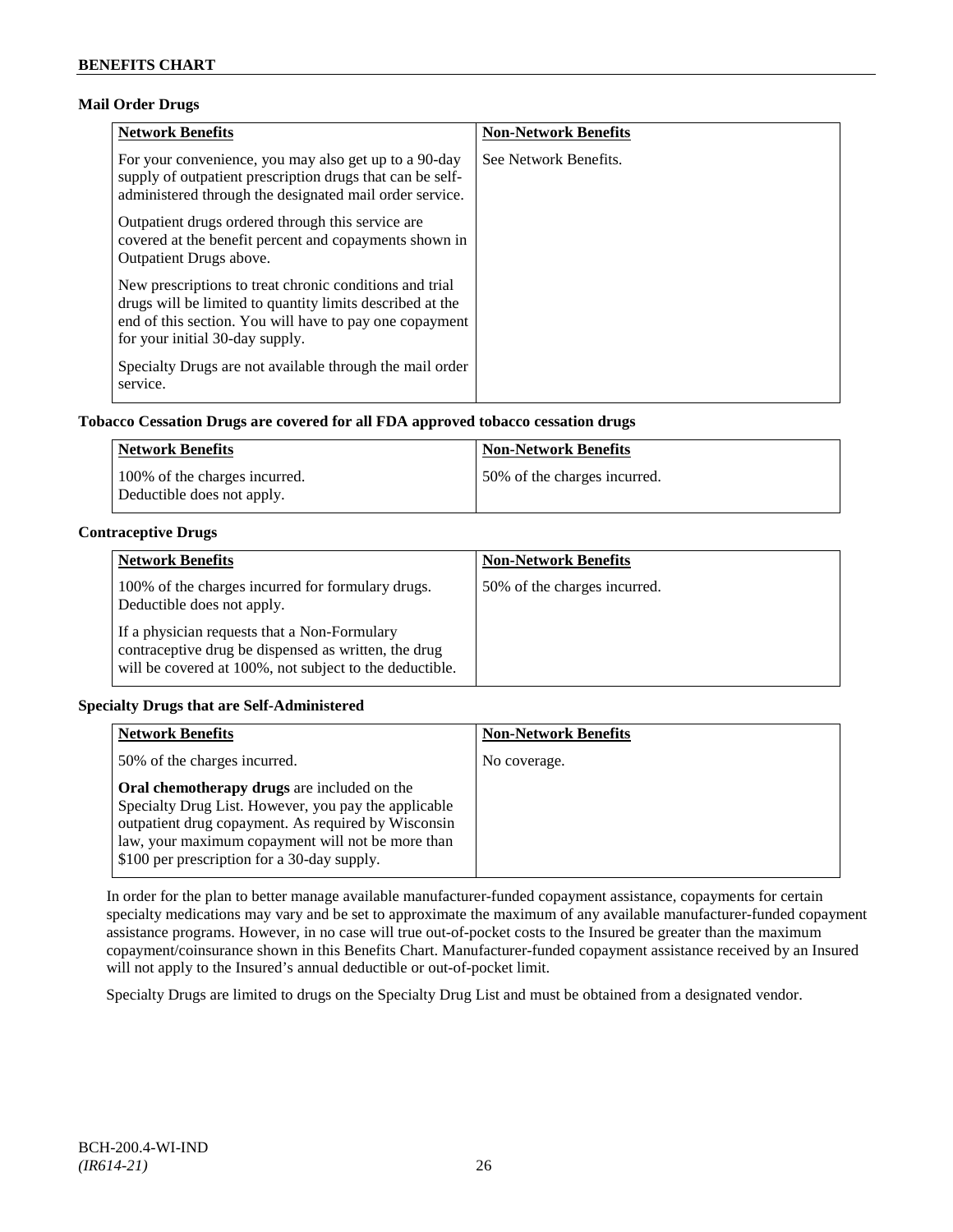### Mail Order Drugs

| Network Benefits | Non-Network Benefits |
| --- | --- |
| For your convenience, you may also get up to a 90-day supply of outpatient prescription drugs that can be self-administered through the designated mail order service.<br><br>Outpatient drugs ordered through this service are covered at the benefit percent and copayments shown in Outpatient Drugs above.<br><br>New prescriptions to treat chronic conditions and trial drugs will be limited to quantity limits described at the end of this section. You will have to pay one copayment for your initial 30-day supply.<br><br>Specialty Drugs are not available through the mail order service. | See Network Benefits. |

### Tobacco Cessation Drugs are covered for all FDA approved tobacco cessation drugs

| Network Benefits | Non-Network Benefits |
| --- | --- |
| 100% of the charges incurred.<br>Deductible does not apply. | 50% of the charges incurred. |

### Contraceptive Drugs

| Network Benefits | Non-Network Benefits |
| --- | --- |
| 100% of the charges incurred for formulary drugs. Deductible does not apply.<br><br>If a physician requests that a Non-Formulary contraceptive drug be dispensed as written, the drug will be covered at 100%, not subject to the deductible. | 50% of the charges incurred. |

### Specialty Drugs that are Self-Administered

| Network Benefits | Non-Network Benefits |
| --- | --- |
| 50% of the charges incurred.<br><br>**Oral chemotherapy drugs** are included on the Specialty Drug List. However, you pay the applicable outpatient drug copayment. As required by Wisconsin law, your maximum copayment will not be more than $100 per prescription for a 30-day supply. | No coverage. |

In order for the plan to better manage available manufacturer-funded copayment assistance, copayments for certain specialty medications may vary and be set to approximate the maximum of any available manufacturer-funded copayment assistance programs. However, in no case will true out-of-pocket costs to the Insured be greater than the maximum copayment/coinsurance shown in this Benefits Chart. Manufacturer-funded copayment assistance received by an Insured will not apply to the Insured's annual deductible or out-of-pocket limit.

Specialty Drugs are limited to drugs on the Specialty Drug List and must be obtained from a designated vendor.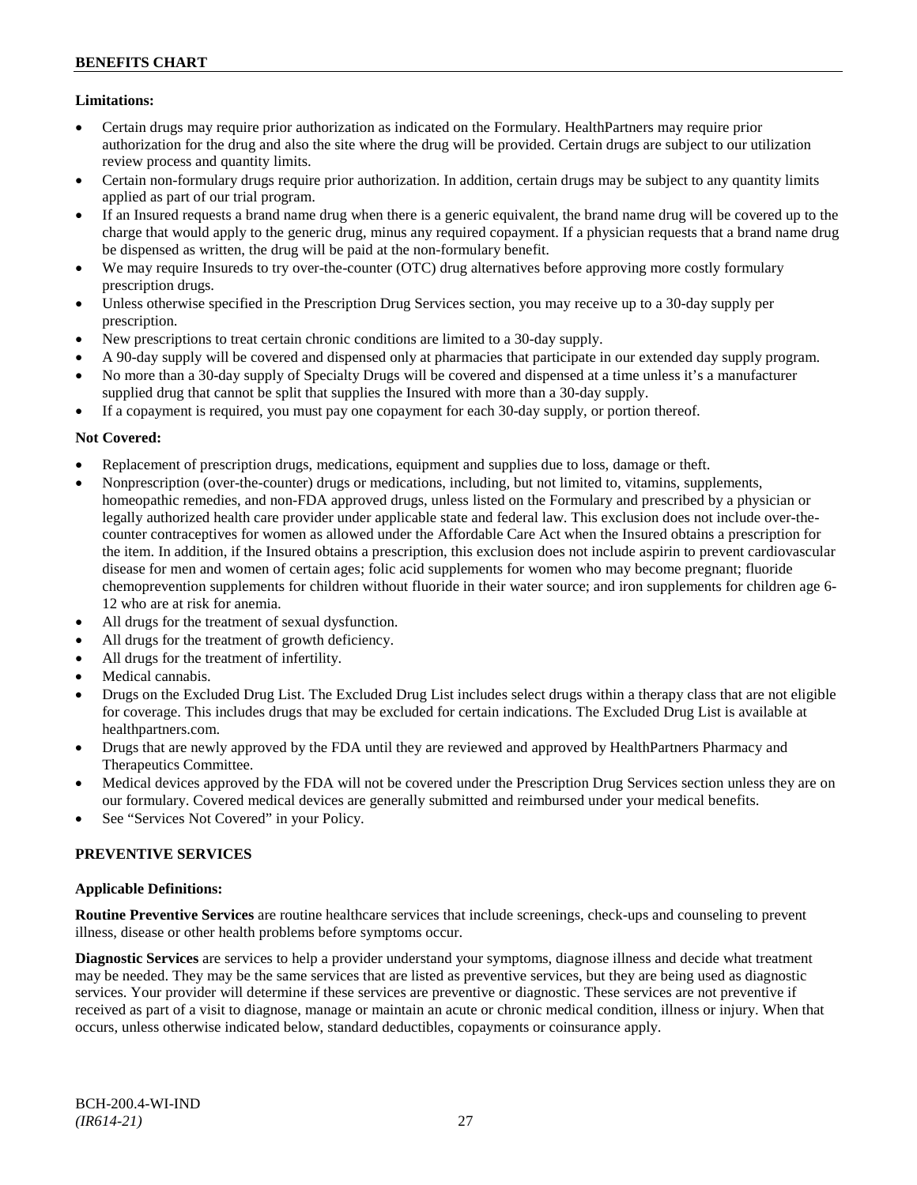**Limitations:**

- Certain drugs may require prior authorization as indicated on the Formulary. HealthPartners may require prior authorization for the drug and also the site where the drug will be provided. Certain drugs are subject to our utilization review process and quantity limits.
- Certain non-formulary drugs require prior authorization. In addition, certain drugs may be subject to any quantity limits applied as part of our trial program.
- If an Insured requests a brand name drug when there is a generic equivalent, the brand name drug will be covered up to the charge that would apply to the generic drug, minus any required copayment. If a physician requests that a brand name drug be dispensed as written, the drug will be paid at the non-formulary benefit.
- We may require Insureds to try over-the-counter (OTC) drug alternatives before approving more costly formulary prescription drugs.
- Unless otherwise specified in the Prescription Drug Services section, you may receive up to a 30-day supply per prescription.
- New prescriptions to treat certain chronic conditions are limited to a 30-day supply.
- A 90-day supply will be covered and dispensed only at pharmacies that participate in our extended day supply program.
- No more than a 30-day supply of Specialty Drugs will be covered and dispensed at a time unless it's a manufacturer supplied drug that cannot be split that supplies the Insured with more than a 30-day supply.
- If a copayment is required, you must pay one copayment for each 30-day supply, or portion thereof.

**Not Covered:**

- Replacement of prescription drugs, medications, equipment and supplies due to loss, damage or theft.
- Nonprescription (over-the-counter) drugs or medications, including, but not limited to, vitamins, supplements, homeopathic remedies, and non-FDA approved drugs, unless listed on the Formulary and prescribed by a physician or legally authorized health care provider under applicable state and federal law. This exclusion does not include over-the-counter contraceptives for women as allowed under the Affordable Care Act when the Insured obtains a prescription for the item. In addition, if the Insured obtains a prescription, this exclusion does not include aspirin to prevent cardiovascular disease for men and women of certain ages; folic acid supplements for women who may become pregnant; fluoride chemoprevention supplements for children without fluoride in their water source; and iron supplements for children age 6-12 who are at risk for anemia.
- All drugs for the treatment of sexual dysfunction.
- All drugs for the treatment of growth deficiency.
- All drugs for the treatment of infertility.
- Medical cannabis.
- Drugs on the Excluded Drug List. The Excluded Drug List includes select drugs within a therapy class that are not eligible for coverage. This includes drugs that may be excluded for certain indications. The Excluded Drug List is available at healthpartners.com.
- Drugs that are newly approved by the FDA until they are reviewed and approved by HealthPartners Pharmacy and Therapeutics Committee.
- Medical devices approved by the FDA will not be covered under the Prescription Drug Services section unless they are on our formulary. Covered medical devices are generally submitted and reimbursed under your medical benefits.
- See "Services Not Covered" in your Policy.

## PREVENTIVE SERVICES

**Applicable Definitions:**

**Routine Preventive Services** are routine healthcare services that include screenings, check-ups and counseling to prevent illness, disease or other health problems before symptoms occur.

**Diagnostic Services** are services to help a provider understand your symptoms, diagnose illness and decide what treatment may be needed. They may be the same services that are listed as preventive services, but they are being used as diagnostic services. Your provider will determine if these services are preventive or diagnostic. These services are not preventive if received as part of a visit to diagnose, manage or maintain an acute or chronic medical condition, illness or injury. When that occurs, unless otherwise indicated below, standard deductibles, copayments or coinsurance apply.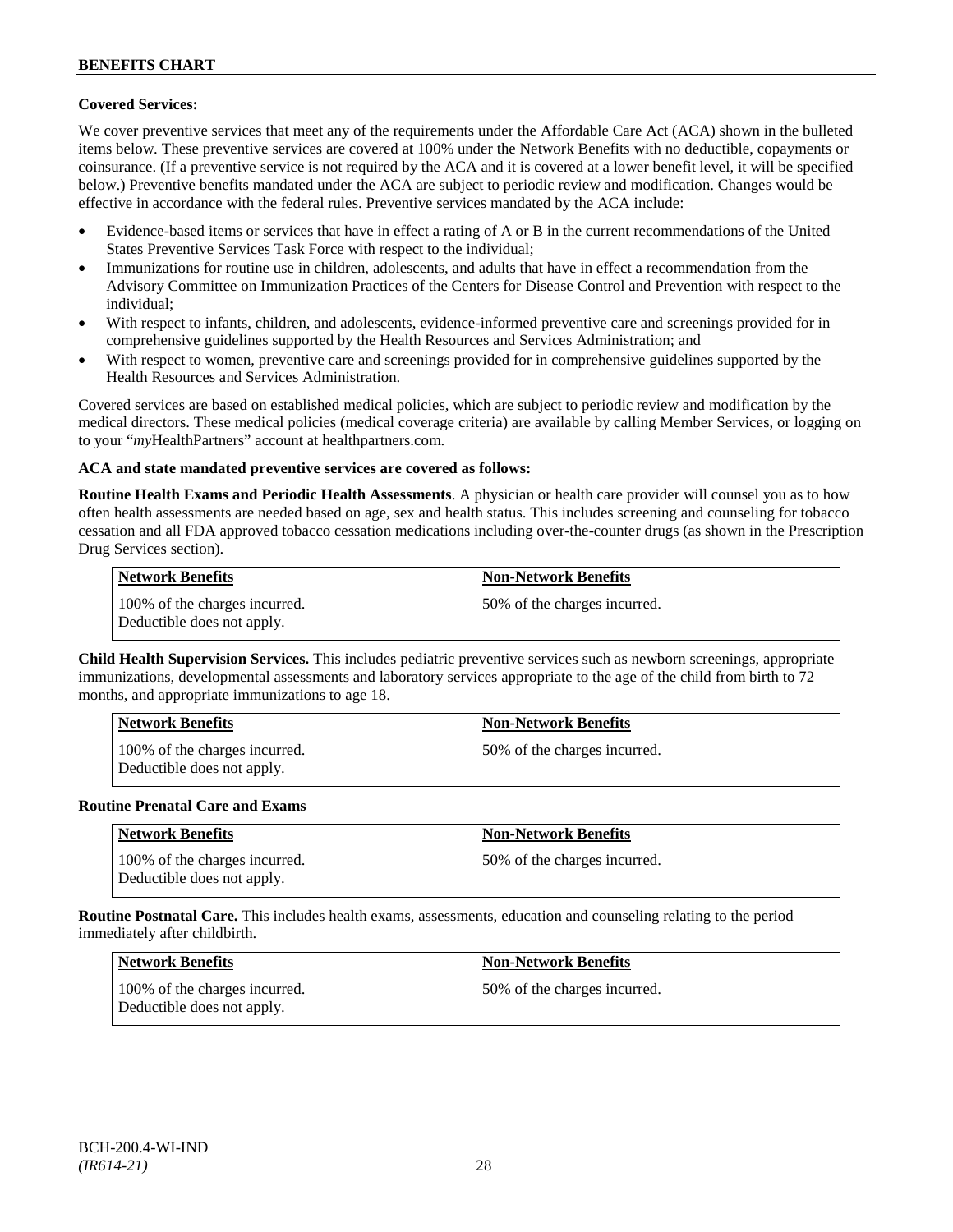**Covered Services:**

We cover preventive services that meet any of the requirements under the Affordable Care Act (ACA) shown in the bulleted items below. These preventive services are covered at 100% under the Network Benefits with no deductible, copayments or coinsurance. (If a preventive service is not required by the ACA and it is covered at a lower benefit level, it will be specified below.) Preventive benefits mandated under the ACA are subject to periodic review and modification. Changes would be effective in accordance with the federal rules. Preventive services mandated by the ACA include:

- Evidence-based items or services that have in effect a rating of A or B in the current recommendations of the United States Preventive Services Task Force with respect to the individual;
- Immunizations for routine use in children, adolescents, and adults that have in effect a recommendation from the Advisory Committee on Immunization Practices of the Centers for Disease Control and Prevention with respect to the individual;
- With respect to infants, children, and adolescents, evidence-informed preventive care and screenings provided for in comprehensive guidelines supported by the Health Resources and Services Administration; and
- With respect to women, preventive care and screenings provided for in comprehensive guidelines supported by the Health Resources and Services Administration.

Covered services are based on established medical policies, which are subject to periodic review and modification by the medical directors. These medical policies (medical coverage criteria) are available by calling Member Services, or logging on to your "*my*HealthPartners" account at healthpartners.com.

**ACA and state mandated preventive services are covered as follows:**

**Routine Health Exams and Periodic Health Assessments**. A physician or health care provider will counsel you as to how often health assessments are needed based on age, sex and health status. This includes screening and counseling for tobacco cessation and all FDA approved tobacco cessation medications including over-the-counter drugs (as shown in the Prescription Drug Services section).

| Network Benefits | Non-Network Benefits |
|---|---|
| 100% of the charges incurred. Deductible does not apply. | 50% of the charges incurred. |

**Child Health Supervision Services.** This includes pediatric preventive services such as newborn screenings, appropriate immunizations, developmental assessments and laboratory services appropriate to the age of the child from birth to 72 months, and appropriate immunizations to age 18.

| Network Benefits | Non-Network Benefits |
|---|---|
| 100% of the charges incurred. Deductible does not apply. | 50% of the charges incurred. |

**Routine Prenatal Care and Exams**

| Network Benefits | Non-Network Benefits |
|---|---|
| 100% of the charges incurred. Deductible does not apply. | 50% of the charges incurred. |

**Routine Postnatal Care.** This includes health exams, assessments, education and counseling relating to the period immediately after childbirth.

| Network Benefits | Non-Network Benefits |
|---|---|
| 100% of the charges incurred. Deductible does not apply. | 50% of the charges incurred. |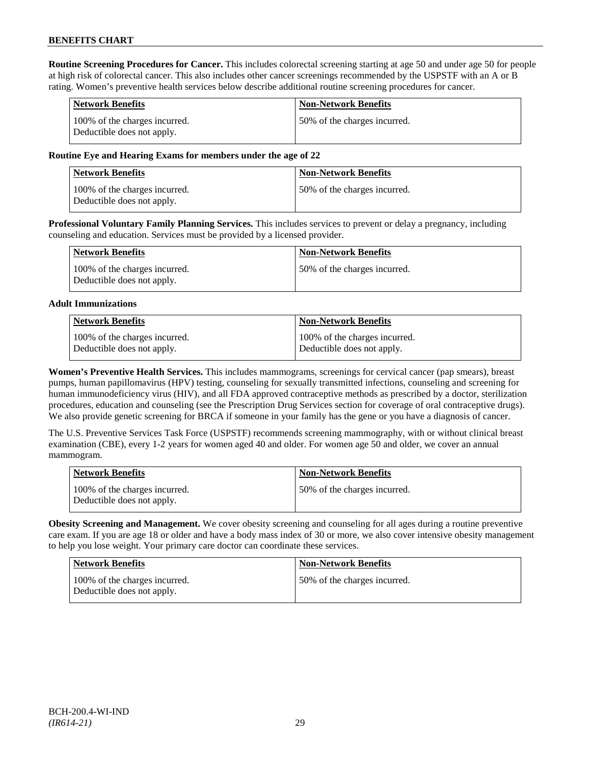**Routine Screening Procedures for Cancer.** This includes colorectal screening starting at age 50 and under age 50 for people at high risk of colorectal cancer. This also includes other cancer screenings recommended by the USPSTF with an A or B rating. Women's preventive health services below describe additional routine screening procedures for cancer.

| Network Benefits | Non-Network Benefits |
|---|---|
| 100% of the charges incurred. Deductible does not apply. | 50% of the charges incurred. |

**Routine Eye and Hearing Exams for members under the age of 22**

| Network Benefits | Non-Network Benefits |
|---|---|
| 100% of the charges incurred. Deductible does not apply. | 50% of the charges incurred. |

**Professional Voluntary Family Planning Services.** This includes services to prevent or delay a pregnancy, including counseling and education. Services must be provided by a licensed provider.

| Network Benefits | Non-Network Benefits |
|---|---|
| 100% of the charges incurred. Deductible does not apply. | 50% of the charges incurred. |

**Adult Immunizations**

| Network Benefits | Non-Network Benefits |
|---|---|
| 100% of the charges incurred. Deductible does not apply. | 100% of the charges incurred. Deductible does not apply. |

**Women's Preventive Health Services.** This includes mammograms, screenings for cervical cancer (pap smears), breast pumps, human papillomavirus (HPV) testing, counseling for sexually transmitted infections, counseling and screening for human immunodeficiency virus (HIV), and all FDA approved contraceptive methods as prescribed by a doctor, sterilization procedures, education and counseling (see the Prescription Drug Services section for coverage of oral contraceptive drugs). We also provide genetic screening for BRCA if someone in your family has the gene or you have a diagnosis of cancer.

The U.S. Preventive Services Task Force (USPSTF) recommends screening mammography, with or without clinical breast examination (CBE), every 1-2 years for women aged 40 and older. For women age 50 and older, we cover an annual mammogram.

| Network Benefits | Non-Network Benefits |
|---|---|
| 100% of the charges incurred. Deductible does not apply. | 50% of the charges incurred. |

**Obesity Screening and Management.** We cover obesity screening and counseling for all ages during a routine preventive care exam. If you are age 18 or older and have a body mass index of 30 or more, we also cover intensive obesity management to help you lose weight. Your primary care doctor can coordinate these services.

| Network Benefits | Non-Network Benefits |
|---|---|
| 100% of the charges incurred. Deductible does not apply. | 50% of the charges incurred. |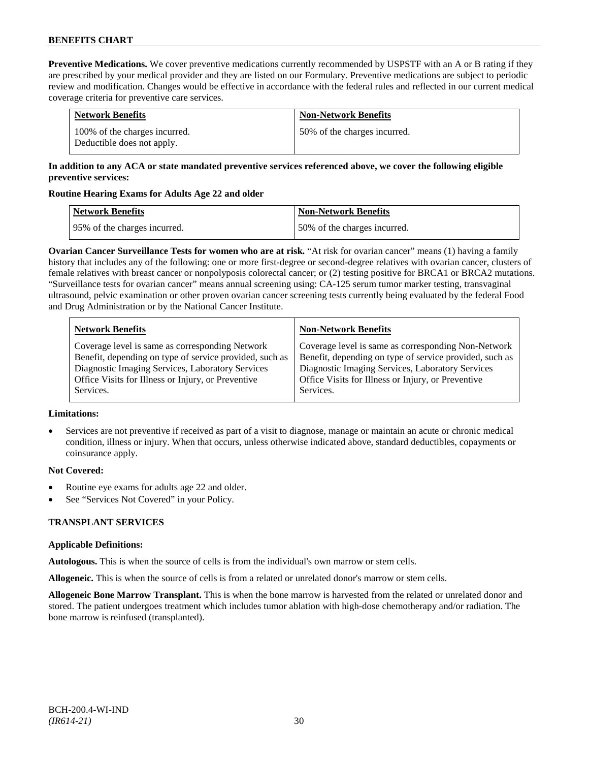**Preventive Medications.** We cover preventive medications currently recommended by USPSTF with an A or B rating if they are prescribed by your medical provider and they are listed on our Formulary. Preventive medications are subject to periodic review and modification. Changes would be effective in accordance with the federal rules and reflected in our current medical coverage criteria for preventive care services.

| Network Benefits | Non-Network Benefits |
|---|---|
| 100% of the charges incurred. Deductible does not apply. | 50% of the charges incurred. |

**In addition to any ACA or state mandated preventive services referenced above, we cover the following eligible preventive services:**

**Routine Hearing Exams for Adults Age 22 and older**

| Network Benefits | Non-Network Benefits |
|---|---|
| 95% of the charges incurred. | 50% of the charges incurred. |

**Ovarian Cancer Surveillance Tests for women who are at risk.** "At risk for ovarian cancer" means (1) having a family history that includes any of the following: one or more first-degree or second-degree relatives with ovarian cancer, clusters of female relatives with breast cancer or nonpolyposis colorectal cancer; or (2) testing positive for BRCA1 or BRCA2 mutations. "Surveillance tests for ovarian cancer" means annual screening using: CA-125 serum tumor marker testing, transvaginal ultrasound, pelvic examination or other proven ovarian cancer screening tests currently being evaluated by the federal Food and Drug Administration or by the National Cancer Institute.

| Network Benefits | Non-Network Benefits |
|---|---|
| Coverage level is same as corresponding Network Benefit, depending on type of service provided, such as Diagnostic Imaging Services, Laboratory Services Office Visits for Illness or Injury, or Preventive Services. | Coverage level is same as corresponding Non-Network Benefit, depending on type of service provided, such as Diagnostic Imaging Services, Laboratory Services Office Visits for Illness or Injury, or Preventive Services. |

**Limitations:**

- Services are not preventive if received as part of a visit to diagnose, manage or maintain an acute or chronic medical condition, illness or injury. When that occurs, unless otherwise indicated above, standard deductibles, copayments or coinsurance apply.

**Not Covered:**

- Routine eye exams for adults age 22 and older.
- See "Services Not Covered" in your Policy.

**TRANSPLANT SERVICES**

**Applicable Definitions:**

**Autologous.** This is when the source of cells is from the individual's own marrow or stem cells.

**Allogeneic.** This is when the source of cells is from a related or unrelated donor's marrow or stem cells.

**Allogeneic Bone Marrow Transplant.** This is when the bone marrow is harvested from the related or unrelated donor and stored. The patient undergoes treatment which includes tumor ablation with high-dose chemotherapy and/or radiation. The bone marrow is reinfused (transplanted).

BCH-200.4-WI-IND
*(IR614-21)*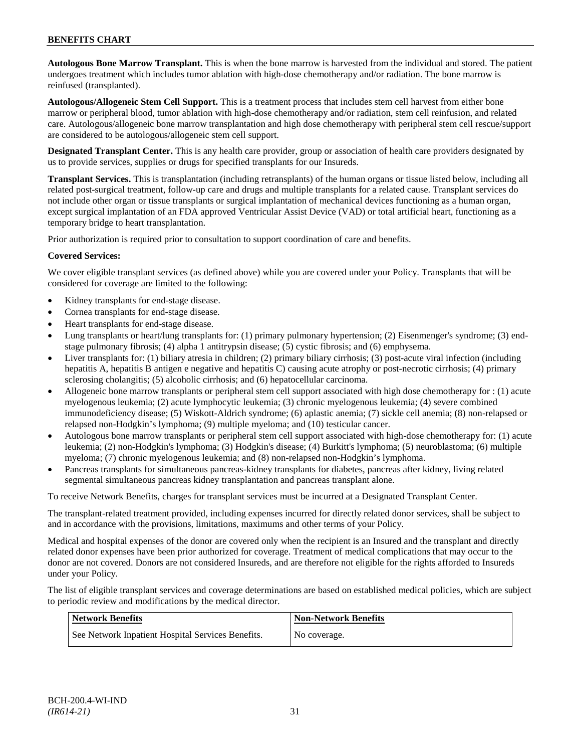**Autologous Bone Marrow Transplant.** This is when the bone marrow is harvested from the individual and stored. The patient undergoes treatment which includes tumor ablation with high-dose chemotherapy and/or radiation. The bone marrow is reinfused (transplanted).

**Autologous/Allogeneic Stem Cell Support.** This is a treatment process that includes stem cell harvest from either bone marrow or peripheral blood, tumor ablation with high-dose chemotherapy and/or radiation, stem cell reinfusion, and related care. Autologous/allogeneic bone marrow transplantation and high dose chemotherapy with peripheral stem cell rescue/support are considered to be autologous/allogeneic stem cell support.

**Designated Transplant Center.** This is any health care provider, group or association of health care providers designated by us to provide services, supplies or drugs for specified transplants for our Insureds.

**Transplant Services.** This is transplantation (including retransplants) of the human organs or tissue listed below, including all related post-surgical treatment, follow-up care and drugs and multiple transplants for a related cause. Transplant services do not include other organ or tissue transplants or surgical implantation of mechanical devices functioning as a human organ, except surgical implantation of an FDA approved Ventricular Assist Device (VAD) or total artificial heart, functioning as a temporary bridge to heart transplantation.

Prior authorization is required prior to consultation to support coordination of care and benefits.

**Covered Services:**

We cover eligible transplant services (as defined above) while you are covered under your Policy. Transplants that will be considered for coverage are limited to the following:

- Kidney transplants for end-stage disease.
- Cornea transplants for end-stage disease.
- Heart transplants for end-stage disease.
- Lung transplants or heart/lung transplants for: (1) primary pulmonary hypertension; (2) Eisenmenger's syndrome; (3) end-stage pulmonary fibrosis; (4) alpha 1 antitrypsin disease; (5) cystic fibrosis; and (6) emphysema.
- Liver transplants for: (1) biliary atresia in children; (2) primary biliary cirrhosis; (3) post-acute viral infection (including hepatitis A, hepatitis B antigen e negative and hepatitis C) causing acute atrophy or post-necrotic cirrhosis; (4) primary sclerosing cholangitis; (5) alcoholic cirrhosis; and (6) hepatocellular carcinoma.
- Allogeneic bone marrow transplants or peripheral stem cell support associated with high dose chemotherapy for : (1) acute myelogenous leukemia; (2) acute lymphocytic leukemia; (3) chronic myelogenous leukemia; (4) severe combined immunodeficiency disease; (5) Wiskott-Aldrich syndrome; (6) aplastic anemia; (7) sickle cell anemia; (8) non-relapsed or relapsed non-Hodgkin's lymphoma; (9) multiple myeloma; and (10) testicular cancer.
- Autologous bone marrow transplants or peripheral stem cell support associated with high-dose chemotherapy for: (1) acute leukemia; (2) non-Hodgkin's lymphoma; (3) Hodgkin's disease; (4) Burkitt's lymphoma; (5) neuroblastoma; (6) multiple myeloma; (7) chronic myelogenous leukemia; and (8) non-relapsed non-Hodgkin's lymphoma.
- Pancreas transplants for simultaneous pancreas-kidney transplants for diabetes, pancreas after kidney, living related segmental simultaneous pancreas kidney transplantation and pancreas transplant alone.

To receive Network Benefits, charges for transplant services must be incurred at a Designated Transplant Center.

The transplant-related treatment provided, including expenses incurred for directly related donor services, shall be subject to and in accordance with the provisions, limitations, maximums and other terms of your Policy.

Medical and hospital expenses of the donor are covered only when the recipient is an Insured and the transplant and directly related donor expenses have been prior authorized for coverage. Treatment of medical complications that may occur to the donor are not covered. Donors are not considered Insureds, and are therefore not eligible for the rights afforded to Insureds under your Policy.

The list of eligible transplant services and coverage determinations are based on established medical policies, which are subject to periodic review and modifications by the medical director.

| Network Benefits | Non-Network Benefits |
|---|---|
| See Network Inpatient Hospital Services Benefits. | No coverage. |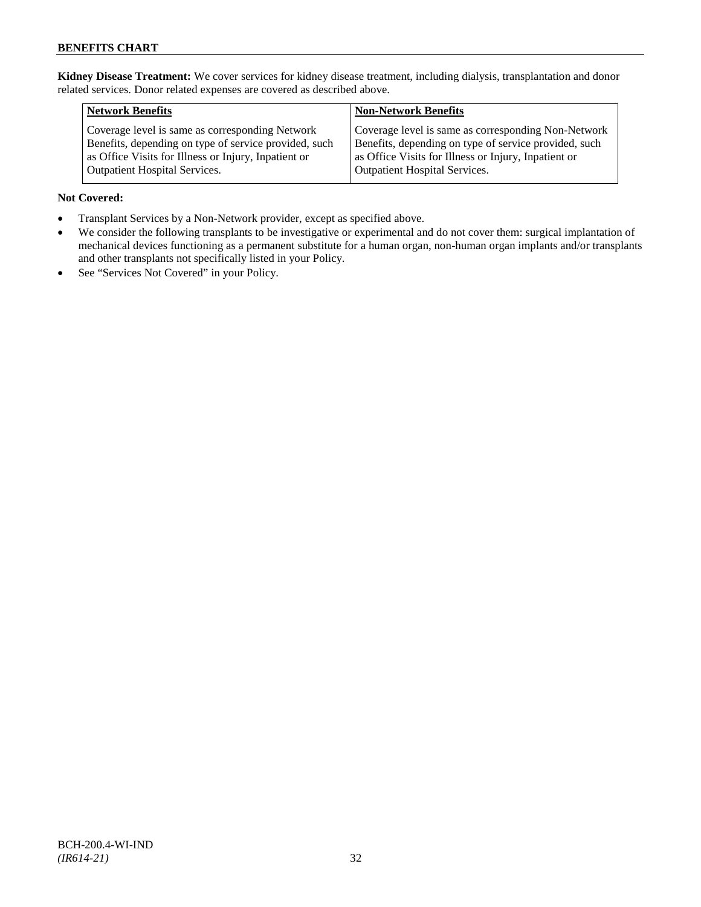**Kidney Disease Treatment:** We cover services for kidney disease treatment, including dialysis, transplantation and donor related services. Donor related expenses are covered as described above.

| Network Benefits | Non-Network Benefits |
|---|---|
| Coverage level is same as corresponding Network Benefits, depending on type of service provided, such as Office Visits for Illness or Injury, Inpatient or Outpatient Hospital Services. | Coverage level is same as corresponding Non-Network Benefits, depending on type of service provided, such as Office Visits for Illness or Injury, Inpatient or Outpatient Hospital Services. |

**Not Covered:**

- Transplant Services by a Non-Network provider, except as specified above.
- We consider the following transplants to be investigative or experimental and do not cover them: surgical implantation of mechanical devices functioning as a permanent substitute for a human organ, non-human organ implants and/or transplants and other transplants not specifically listed in your Policy.
- See "Services Not Covered" in your Policy.

BCH-200.4-WI-IND
*(IR614-21)*